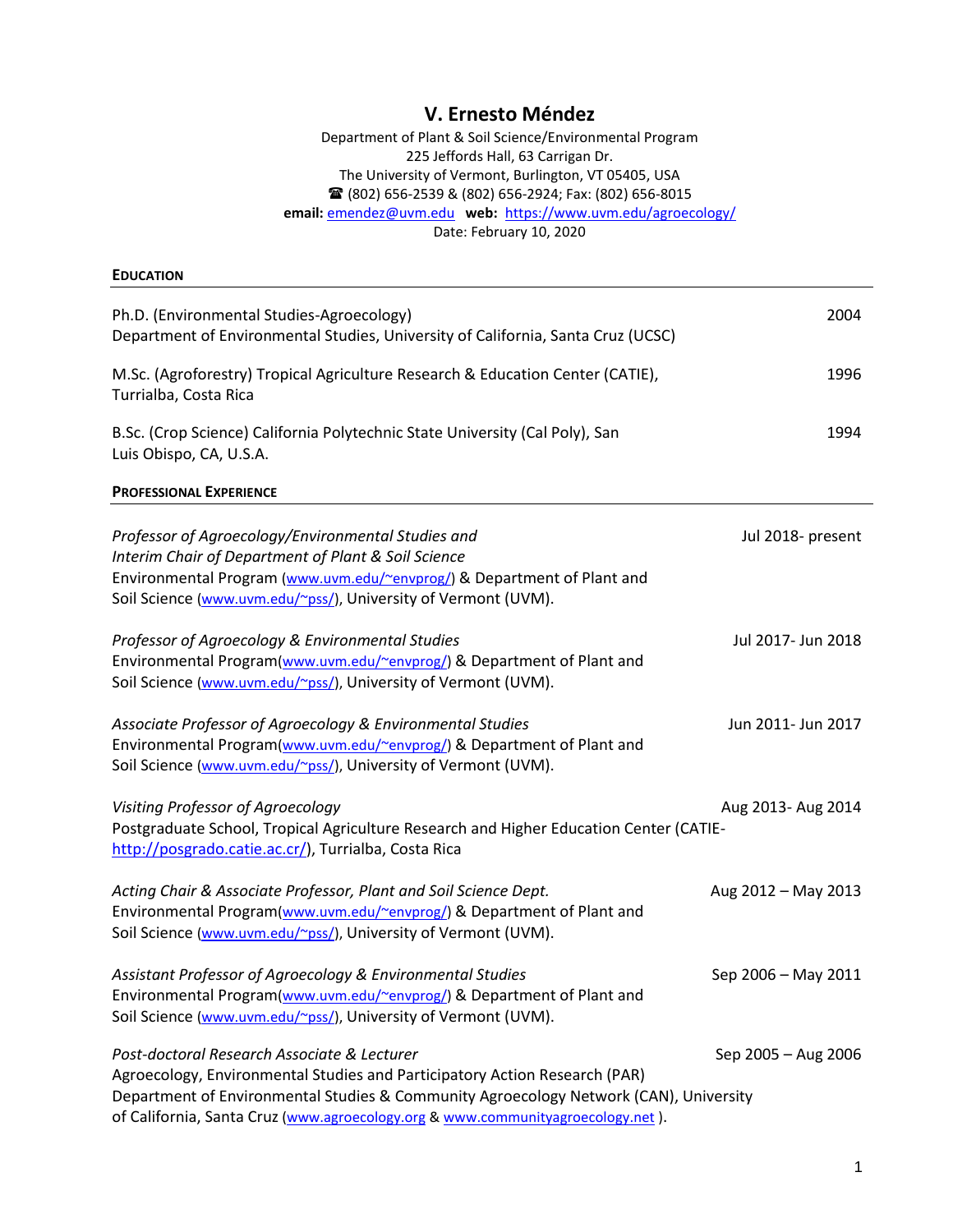# V. Ernesto Méndez

Department of Plant & Soil Science/Environmental Program
225 Jeffords Hall, 63 Carrigan Dr.
The University of Vermont, Burlington, VT 05405, USA
☎ (802) 656-2539 & (802) 656-2924; Fax: (802) 656-8015
**email:** emendez@uvm.edu **web:** https://www.uvm.edu/agroecology/
Date: February 10, 2020

## EDUCATION

Ph.D. (Environmental Studies-Agroecology) — 2004
Department of Environmental Studies, University of California, Santa Cruz (UCSC)

M.Sc. (Agroforestry) Tropical Agriculture Research & Education Center (CATIE), Turrialba, Costa Rica — 1996

B.Sc. (Crop Science) California Polytechnic State University (Cal Poly), San Luis Obispo, CA, U.S.A. — 1994

## PROFESSIONAL EXPERIENCE

*Professor of Agroecology/Environmental Studies and Interim Chair of Department of Plant & Soil Science* — Jul 2018- present
Environmental Program (www.uvm.edu/~envprog/) & Department of Plant and Soil Science (www.uvm.edu/~pss/), University of Vermont (UVM).

*Professor of Agroecology & Environmental Studies* — Jul 2017- Jun 2018
Environmental Program(www.uvm.edu/~envprog/) & Department of Plant and Soil Science (www.uvm.edu/~pss/), University of Vermont (UVM).

*Associate Professor of Agroecology & Environmental Studies* — Jun 2011- Jun 2017
Environmental Program(www.uvm.edu/~envprog/) & Department of Plant and Soil Science (www.uvm.edu/~pss/), University of Vermont (UVM).

*Visiting Professor of Agroecology* — Aug 2013- Aug 2014
Postgraduate School, Tropical Agriculture Research and Higher Education Center (CATIE-http://posgrado.catie.ac.cr/), Turrialba, Costa Rica

*Acting Chair & Associate Professor, Plant and Soil Science Dept.* — Aug 2012 – May 2013
Environmental Program(www.uvm.edu/~envprog/) & Department of Plant and Soil Science (www.uvm.edu/~pss/), University of Vermont (UVM).

*Assistant Professor of Agroecology & Environmental Studies* — Sep 2006 – May 2011
Environmental Program(www.uvm.edu/~envprog/) & Department of Plant and Soil Science (www.uvm.edu/~pss/), University of Vermont (UVM).

*Post-doctoral Research Associate & Lecturer* — Sep 2005 – Aug 2006
Agroecology, Environmental Studies and Participatory Action Research (PAR)
Department of Environmental Studies & Community Agroecology Network (CAN), University of California, Santa Cruz (www.agroecology.org & www.communityagroecology.net ).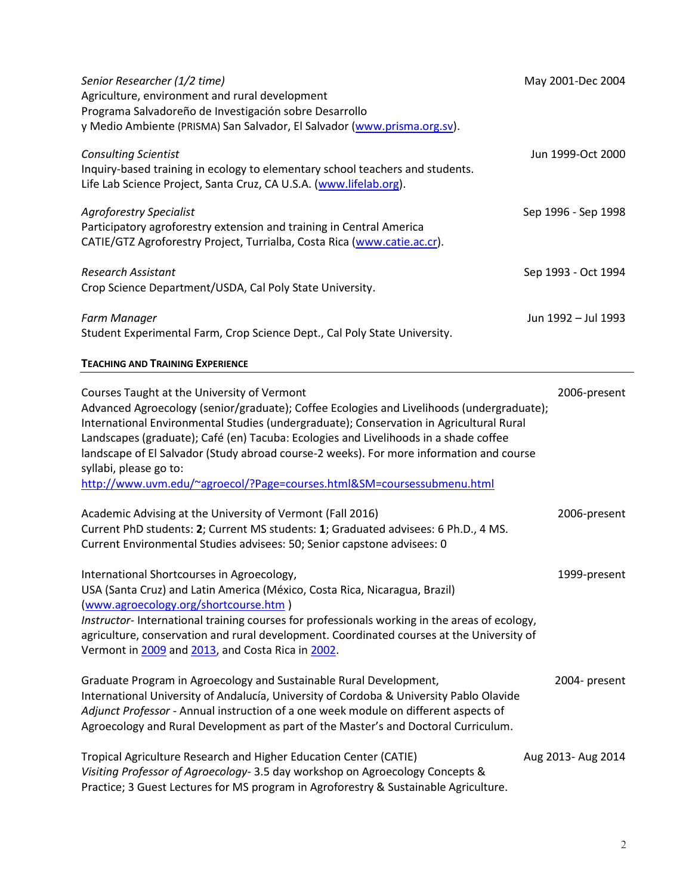*Senior Researcher (1/2 time)* May 2001-Dec 2004
Agriculture, environment and rural development
Programa Salvadoreño de Investigación sobre Desarrollo
y Medio Ambiente (PRISMA) San Salvador, El Salvador ([www.prisma.org.sv](www.prisma.org.sv)).

*Consulting Scientist* Jun 1999-Oct 2000
Inquiry-based training in ecology to elementary school teachers and students.
Life Lab Science Project, Santa Cruz, CA U.S.A. ([www.lifelab.org](www.lifelab.org)).

*Agroforestry Specialist* Sep 1996 - Sep 1998
Participatory agroforestry extension and training in Central America
CATIE/GTZ Agroforestry Project, Turrialba, Costa Rica ([www.catie.ac.cr](www.catie.ac.cr)).

*Research Assistant* Sep 1993 - Oct 1994
Crop Science Department/USDA, Cal Poly State University.

*Farm Manager* Jun 1992 – Jul 1993
Student Experimental Farm, Crop Science Dept., Cal Poly State University.

## TEACHING AND TRAINING EXPERIENCE

Courses Taught at the University of Vermont 2006-present
Advanced Agroecology (senior/graduate); Coffee Ecologies and Livelihoods (undergraduate); International Environmental Studies (undergraduate); Conservation in Agricultural Rural Landscapes (graduate); Café (en) Tacuba: Ecologies and Livelihoods in a shade coffee landscape of El Salvador (Study abroad course-2 weeks). For more information and course syllabi, please go to:
[http://www.uvm.edu/~agroecol/?Page=courses.html&SM=coursessubmenu.html](http://www.uvm.edu/~agroecol/?Page=courses.html&SM=coursessubmenu.html)

Academic Advising at the University of Vermont (Fall 2016) 2006-present
Current PhD students: **2**; Current MS students: **1**; Graduated advisees: 6 Ph.D., 4 MS.
Current Environmental Studies advisees: 50; Senior capstone advisees: 0

International Shortcourses in Agroecology, 1999-present
USA (Santa Cruz) and Latin America (México, Costa Rica, Nicaragua, Brazil)
([www.agroecology.org/shortcourse.htm](www.agroecology.org/shortcourse.htm) )
*Instructor*- International training courses for professionals working in the areas of ecology, agriculture, conservation and rural development. Coordinated courses at the University of Vermont in 2009 and 2013, and Costa Rica in 2002.

Graduate Program in Agroecology and Sustainable Rural Development, 2004- present
International University of Andalucía, University of Cordoba & University Pablo Olavide
*Adjunct Professor* - Annual instruction of a one week module on different aspects of Agroecology and Rural Development as part of the Master's and Doctoral Curriculum.

Tropical Agriculture Research and Higher Education Center (CATIE) Aug 2013- Aug 2014
*Visiting Professor of Agroecology*- 3.5 day workshop on Agroecology Concepts & Practice; 3 Guest Lectures for MS program in Agroforestry & Sustainable Agriculture.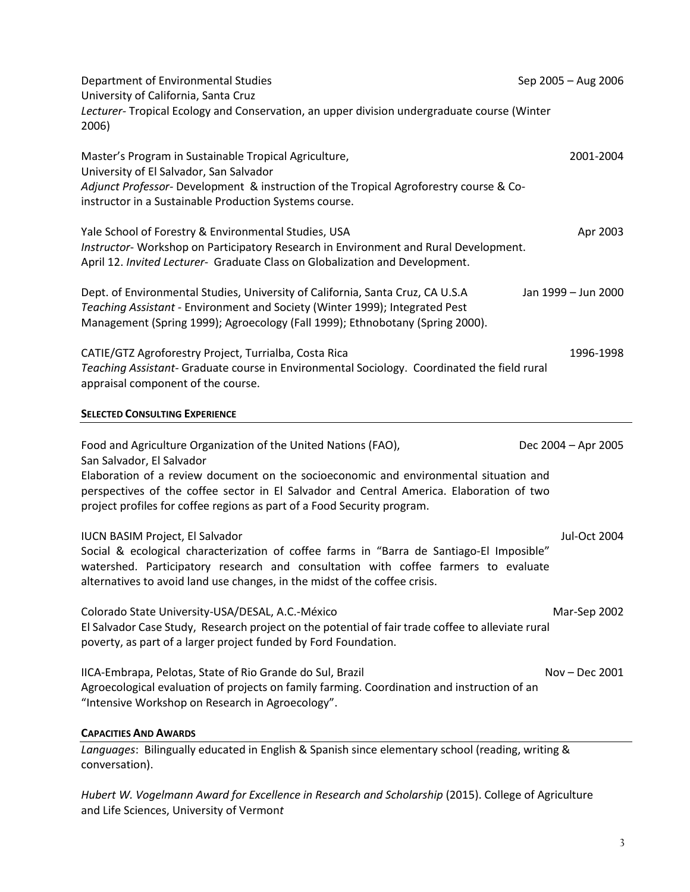Department of Environmental Studies — Sep 2005 – Aug 2006
University of California, Santa Cruz
*Lecturer*- Tropical Ecology and Conservation, an upper division undergraduate course (Winter 2006)

Master's Program in Sustainable Tropical Agriculture, — 2001-2004
University of El Salvador, San Salvador
*Adjunct Professor*- Development & instruction of the Tropical Agroforestry course & Co-instructor in a Sustainable Production Systems course.

Yale School of Forestry & Environmental Studies, USA — Apr 2003
*Instructor*- Workshop on Participatory Research in Environment and Rural Development. April 12. *Invited Lecturer*- Graduate Class on Globalization and Development.

Dept. of Environmental Studies, University of California, Santa Cruz, CA U.S.A — Jan 1999 – Jun 2000
*Teaching Assistant* - Environment and Society (Winter 1999); Integrated Pest Management (Spring 1999); Agroecology (Fall 1999); Ethnobotany (Spring 2000).

CATIE/GTZ Agroforestry Project, Turrialba, Costa Rica — 1996-1998
*Teaching Assistant*- Graduate course in Environmental Sociology. Coordinated the field rural appraisal component of the course.

## SELECTED CONSULTING EXPERIENCE

Food and Agriculture Organization of the United Nations (FAO), — Dec 2004 – Apr 2005
San Salvador, El Salvador
Elaboration of a review document on the socioeconomic and environmental situation and perspectives of the coffee sector in El Salvador and Central America. Elaboration of two project profiles for coffee regions as part of a Food Security program.

IUCN BASIM Project, El Salvador — Jul-Oct 2004
Social & ecological characterization of coffee farms in "Barra de Santiago-El Imposible" watershed. Participatory research and consultation with coffee farmers to evaluate alternatives to avoid land use changes, in the midst of the coffee crisis.

Colorado State University-USA/DESAL, A.C.-México — Mar-Sep 2002
El Salvador Case Study, Research project on the potential of fair trade coffee to alleviate rural poverty, as part of a larger project funded by Ford Foundation.

IICA-Embrapa, Pelotas, State of Rio Grande do Sul, Brazil — Nov – Dec 2001
Agroecological evaluation of projects on family farming. Coordination and instruction of an "Intensive Workshop on Research in Agroecology".

## CAPACITIES AND AWARDS

*Languages*: Bilingually educated in English & Spanish since elementary school (reading, writing & conversation).

*Hubert W. Vogelmann Award for Excellence in Research and Scholarship* (2015). College of Agriculture and Life Sciences, University of Vermont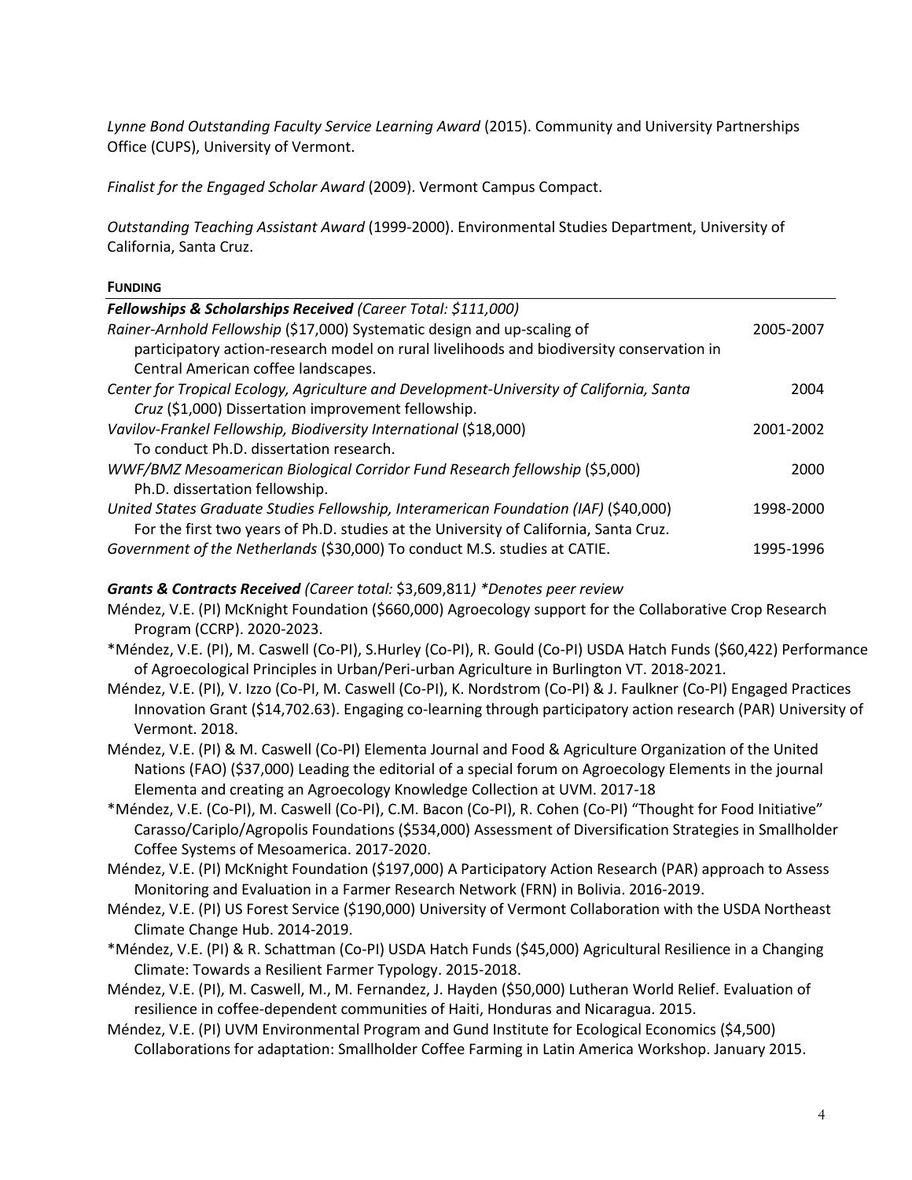*Lynne Bond Outstanding Faculty Service Learning Award* (2015). Community and University Partnerships Office (CUPS), University of Vermont.

*Finalist for the Engaged Scholar Award* (2009). Vermont Campus Compact.

*Outstanding Teaching Assistant Award* (1999-2000). Environmental Studies Department, University of California, Santa Cruz.

## FUNDING

***Fellowships & Scholarships Received*** *(Career Total: $111,000)*

*Rainer-Arnhold Fellowship* ($17,000) Systematic design and up-scaling of participatory action-research model on rural livelihoods and biodiversity conservation in Central American coffee landscapes. 2005-2007

*Center for Tropical Ecology, Agriculture and Development-University of California, Santa Cruz* ($1,000) Dissertation improvement fellowship. 2004

*Vavilov-Frankel Fellowship, Biodiversity International* ($18,000) To conduct Ph.D. dissertation research. 2001-2002

*WWF/BMZ Mesoamerican Biological Corridor Fund Research fellowship* ($5,000) Ph.D. dissertation fellowship. 2000

*United States Graduate Studies Fellowship, Interamerican Foundation (IAF)* ($40,000) For the first two years of Ph.D. studies at the University of California, Santa Cruz. 1998-2000

*Government of the Netherlands* ($30,000) To conduct M.S. studies at CATIE. 1995-1996

***Grants & Contracts Received*** *(Career total:* $3,609,811*) *Denotes peer review*

Méndez, V.E. (PI) McKnight Foundation ($660,000) Agroecology support for the Collaborative Crop Research Program (CCRP). 2020-2023.

*Méndez, V.E. (PI), M. Caswell (Co-PI), S.Hurley (Co-PI), R. Gould (Co-PI) USDA Hatch Funds ($60,422) Performance of Agroecological Principles in Urban/Peri-urban Agriculture in Burlington VT. 2018-2021.

Méndez, V.E. (PI), V. Izzo (Co-PI, M. Caswell (Co-PI), K. Nordstrom (Co-PI) & J. Faulkner (Co-PI) Engaged Practices Innovation Grant ($14,702.63). Engaging co-learning through participatory action research (PAR) University of Vermont. 2018.

Méndez, V.E. (PI) & M. Caswell (Co-PI) Elementa Journal and Food & Agriculture Organization of the United Nations (FAO) ($37,000) Leading the editorial of a special forum on Agroecology Elements in the journal Elementa and creating an Agroecology Knowledge Collection at UVM. 2017-18

*Méndez, V.E. (Co-PI), M. Caswell (Co-PI), C.M. Bacon (Co-PI), R. Cohen (Co-PI) "Thought for Food Initiative" Carasso/Cariplo/Agropolis Foundations ($534,000) Assessment of Diversification Strategies in Smallholder Coffee Systems of Mesoamerica. 2017-2020.

Méndez, V.E. (PI) McKnight Foundation ($197,000) A Participatory Action Research (PAR) approach to Assess Monitoring and Evaluation in a Farmer Research Network (FRN) in Bolivia. 2016-2019.

Méndez, V.E. (PI) US Forest Service ($190,000) University of Vermont Collaboration with the USDA Northeast Climate Change Hub. 2014-2019.

*Méndez, V.E. (PI) & R. Schattman (Co-PI) USDA Hatch Funds ($45,000) Agricultural Resilience in a Changing Climate: Towards a Resilient Farmer Typology. 2015-2018.

Méndez, V.E. (PI), M. Caswell, M., M. Fernandez, J. Hayden ($50,000) Lutheran World Relief. Evaluation of resilience in coffee-dependent communities of Haiti, Honduras and Nicaragua. 2015.

Méndez, V.E. (PI) UVM Environmental Program and Gund Institute for Ecological Economics ($4,500) Collaborations for adaptation: Smallholder Coffee Farming in Latin America Workshop. January 2015.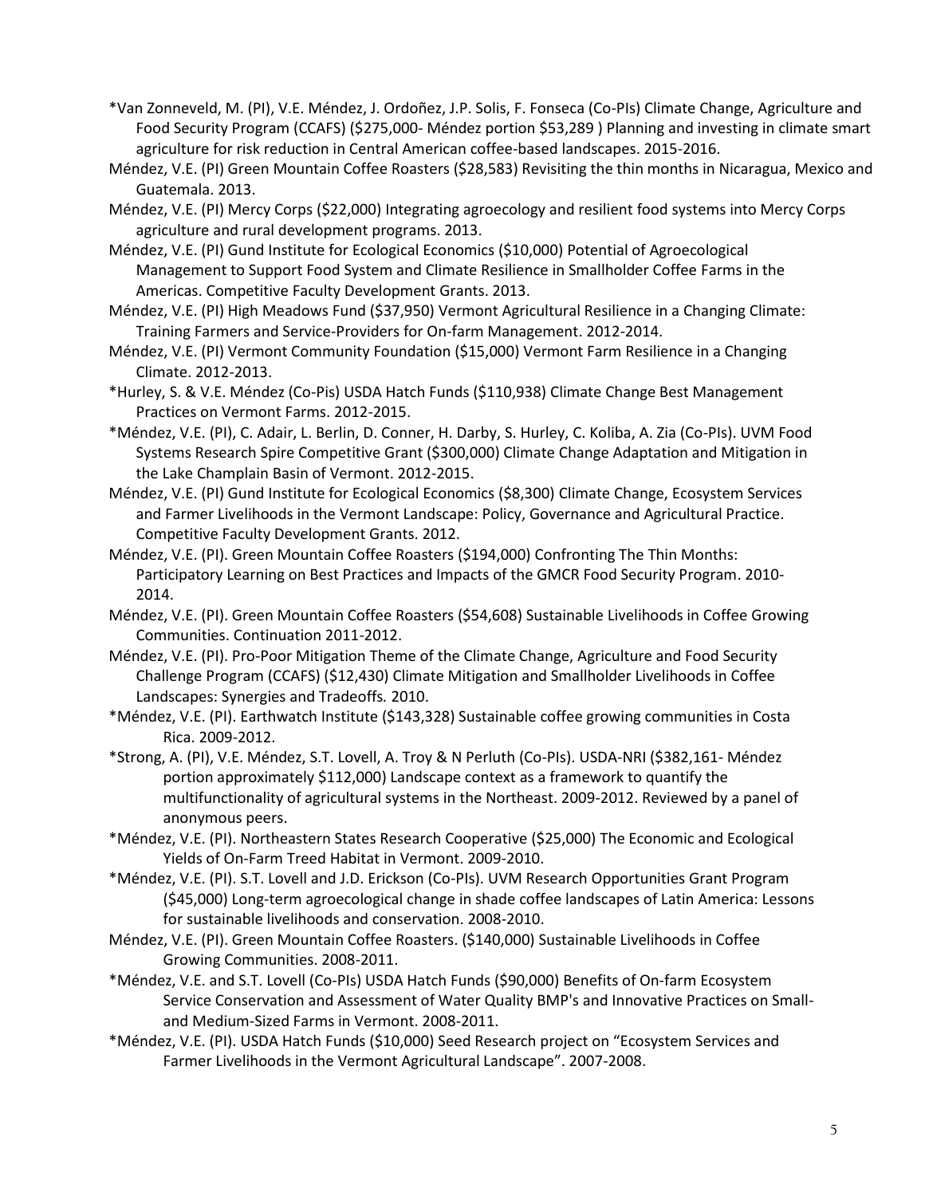*Van Zonneveld, M. (PI), V.E. Méndez, J. Ordoñez, J.P. Solis, F. Fonseca (Co-PIs) Climate Change, Agriculture and Food Security Program (CCAFS) ($275,000- Méndez portion $53,289 ) Planning and investing in climate smart agriculture for risk reduction in Central American coffee-based landscapes. 2015-2016.

Méndez, V.E. (PI) Green Mountain Coffee Roasters ($28,583) Revisiting the thin months in Nicaragua, Mexico and Guatemala. 2013.

Méndez, V.E. (PI) Mercy Corps ($22,000) Integrating agroecology and resilient food systems into Mercy Corps agriculture and rural development programs. 2013.

Méndez, V.E. (PI) Gund Institute for Ecological Economics ($10,000) Potential of Agroecological Management to Support Food System and Climate Resilience in Smallholder Coffee Farms in the Americas. Competitive Faculty Development Grants. 2013.

Méndez, V.E. (PI) High Meadows Fund ($37,950) Vermont Agricultural Resilience in a Changing Climate: Training Farmers and Service-Providers for On-farm Management. 2012-2014.

Méndez, V.E. (PI) Vermont Community Foundation ($15,000) Vermont Farm Resilience in a Changing Climate. 2012-2013.

*Hurley, S. & V.E. Méndez (Co-Pis) USDA Hatch Funds ($110,938) Climate Change Best Management Practices on Vermont Farms. 2012-2015.

*Méndez, V.E. (PI), C. Adair, L. Berlin, D. Conner, H. Darby, S. Hurley, C. Koliba, A. Zia (Co-PIs). UVM Food Systems Research Spire Competitive Grant ($300,000) Climate Change Adaptation and Mitigation in the Lake Champlain Basin of Vermont. 2012-2015.

Méndez, V.E. (PI) Gund Institute for Ecological Economics ($8,300) Climate Change, Ecosystem Services and Farmer Livelihoods in the Vermont Landscape: Policy, Governance and Agricultural Practice. Competitive Faculty Development Grants. 2012.

Méndez, V.E. (PI). Green Mountain Coffee Roasters ($194,000) Confronting The Thin Months: Participatory Learning on Best Practices and Impacts of the GMCR Food Security Program. 2010-2014.

Méndez, V.E. (PI). Green Mountain Coffee Roasters ($54,608) Sustainable Livelihoods in Coffee Growing Communities. Continuation 2011-2012.

Méndez, V.E. (PI). Pro-Poor Mitigation Theme of the Climate Change, Agriculture and Food Security Challenge Program (CCAFS) ($12,430) Climate Mitigation and Smallholder Livelihoods in Coffee Landscapes: Synergies and Tradeoffs*.* 2010.

*Méndez, V.E. (PI). Earthwatch Institute ($143,328) Sustainable coffee growing communities in Costa Rica. 2009-2012.

*Strong, A. (PI), V.E. Méndez, S.T. Lovell, A. Troy & N Perluth (Co-PIs). USDA-NRI ($382,161- Méndez portion approximately $112,000) Landscape context as a framework to quantify the multifunctionality of agricultural systems in the Northeast. 2009-2012. Reviewed by a panel of anonymous peers.

*Méndez, V.E. (PI). Northeastern States Research Cooperative ($25,000) The Economic and Ecological Yields of On-Farm Treed Habitat in Vermont. 2009-2010.

*Méndez, V.E. (PI). S.T. Lovell and J.D. Erickson (Co-PIs). UVM Research Opportunities Grant Program ($45,000) Long-term agroecological change in shade coffee landscapes of Latin America: Lessons for sustainable livelihoods and conservation. 2008-2010.

Méndez, V.E. (PI). Green Mountain Coffee Roasters. ($140,000) Sustainable Livelihoods in Coffee Growing Communities. 2008-2011.

*Méndez, V.E. and S.T. Lovell (Co-PIs) USDA Hatch Funds ($90,000) Benefits of On-farm Ecosystem Service Conservation and Assessment of Water Quality BMP's and Innovative Practices on Small- and Medium-Sized Farms in Vermont. 2008-2011.

*Méndez, V.E. (PI). USDA Hatch Funds ($10,000) Seed Research project on "Ecosystem Services and Farmer Livelihoods in the Vermont Agricultural Landscape". 2007-2008.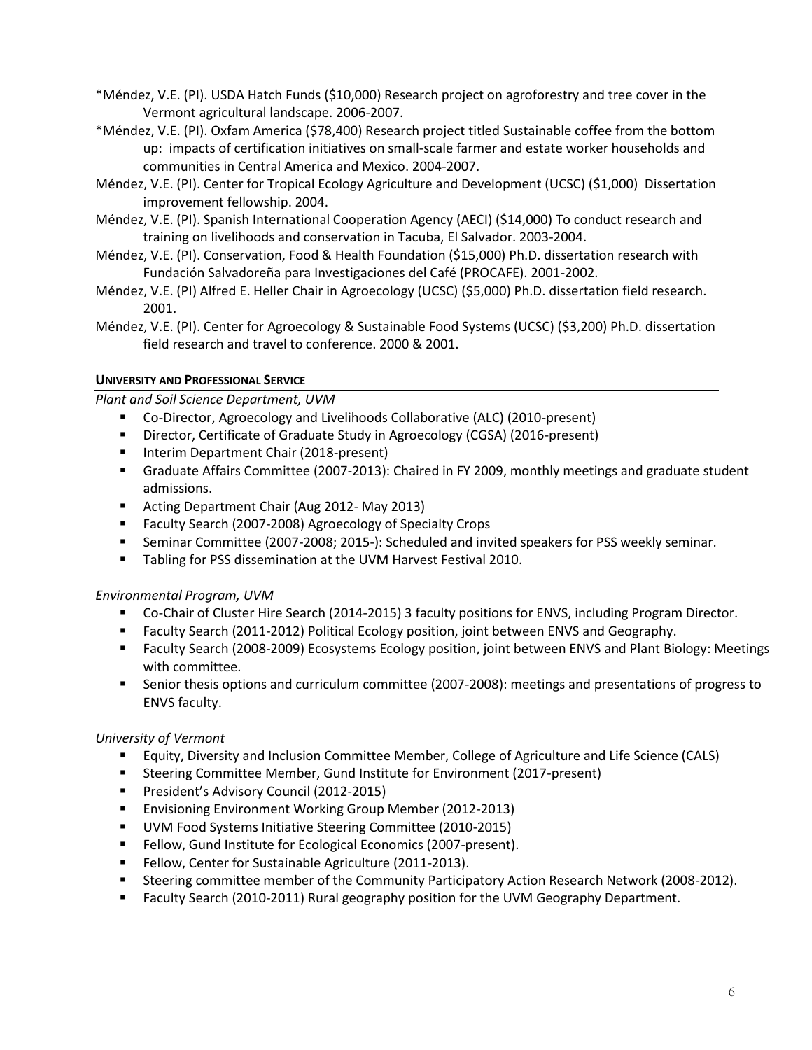*Méndez, V.E. (PI). USDA Hatch Funds ($10,000) Research project on agroforestry and tree cover in the Vermont agricultural landscape. 2006-2007.

*Méndez, V.E. (PI). Oxfam America ($78,400) Research project titled Sustainable coffee from the bottom up: impacts of certification initiatives on small-scale farmer and estate worker households and communities in Central America and Mexico. 2004-2007.

Méndez, V.E. (PI). Center for Tropical Ecology Agriculture and Development (UCSC) ($1,000) Dissertation improvement fellowship. 2004.

Méndez, V.E. (PI). Spanish International Cooperation Agency (AECI) ($14,000) To conduct research and training on livelihoods and conservation in Tacuba, El Salvador. 2003-2004.

Méndez, V.E. (PI). Conservation, Food & Health Foundation ($15,000) Ph.D. dissertation research with Fundación Salvadoreña para Investigaciones del Café (PROCAFE). 2001-2002.

Méndez, V.E. (PI) Alfred E. Heller Chair in Agroecology (UCSC) ($5,000) Ph.D. dissertation field research. 2001.

Méndez, V.E. (PI). Center for Agroecology & Sustainable Food Systems (UCSC) ($3,200) Ph.D. dissertation field research and travel to conference. 2000 & 2001.

## UNIVERSITY AND PROFESSIONAL SERVICE

*Plant and Soil Science Department, UVM*

- Co-Director, Agroecology and Livelihoods Collaborative (ALC) (2010-present)
- Director, Certificate of Graduate Study in Agroecology (CGSA) (2016-present)
- Interim Department Chair (2018-present)
- Graduate Affairs Committee (2007-2013): Chaired in FY 2009, monthly meetings and graduate student admissions.
- Acting Department Chair (Aug 2012- May 2013)
- Faculty Search (2007-2008) Agroecology of Specialty Crops
- Seminar Committee (2007-2008; 2015-): Scheduled and invited speakers for PSS weekly seminar.
- Tabling for PSS dissemination at the UVM Harvest Festival 2010.

*Environmental Program, UVM*

- Co-Chair of Cluster Hire Search (2014-2015) 3 faculty positions for ENVS, including Program Director.
- Faculty Search (2011-2012) Political Ecology position, joint between ENVS and Geography.
- Faculty Search (2008-2009) Ecosystems Ecology position, joint between ENVS and Plant Biology: Meetings with committee.
- Senior thesis options and curriculum committee (2007-2008): meetings and presentations of progress to ENVS faculty.

*University of Vermont*

- Equity, Diversity and Inclusion Committee Member, College of Agriculture and Life Science (CALS)
- Steering Committee Member, Gund Institute for Environment (2017-present)
- President's Advisory Council (2012-2015)
- Envisioning Environment Working Group Member (2012-2013)
- UVM Food Systems Initiative Steering Committee (2010-2015)
- Fellow, Gund Institute for Ecological Economics (2007-present).
- Fellow, Center for Sustainable Agriculture (2011-2013).
- Steering committee member of the Community Participatory Action Research Network (2008-2012).
- Faculty Search (2010-2011) Rural geography position for the UVM Geography Department.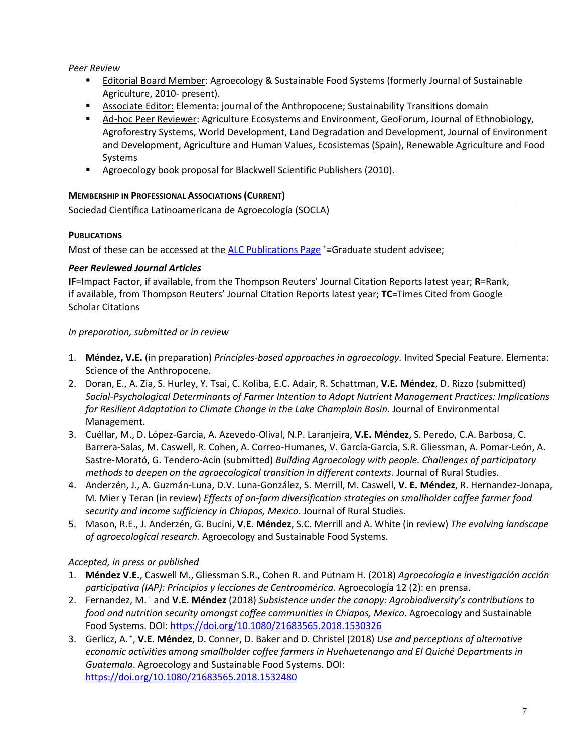*Peer Review*

- Editorial Board Member: Agroecology & Sustainable Food Systems (formerly Journal of Sustainable Agriculture, 2010- present).
- Associate Editor: Elementa: journal of the Anthropocene; Sustainability Transitions domain
- Ad-hoc Peer Reviewer: Agriculture Ecosystems and Environment, GeoForum, Journal of Ethnobiology, Agroforestry Systems, World Development, Land Degradation and Development, Journal of Environment and Development, Agriculture and Human Values, Ecosistemas (Spain), Renewable Agriculture and Food Systems
- Agroecology book proposal for Blackwell Scientific Publishers (2010).

**MEMBERSHIP IN PROFESSIONAL ASSOCIATIONS (CURRENT)**

Sociedad Científica Latinoamericana de Agroecología (SOCLA)

**PUBLICATIONS**

Most of these can be accessed at the ALC Publications Page ⁺=Graduate student advisee;

***Peer Reviewed Journal Articles***

**IF**=Impact Factor, if available, from the Thompson Reuters' Journal Citation Reports latest year; **R**=Rank, if available, from Thompson Reuters' Journal Citation Reports latest year; **TC**=Times Cited from Google Scholar Citations

*In preparation, submitted or in review*

1. **Méndez, V.E.** (in preparation) *Principles-based approaches in agroecology.* Invited Special Feature. Elementa: Science of the Anthropocene.
2. Doran, E., A. Zia, S. Hurley, Y. Tsai, C. Koliba, E.C. Adair, R. Schattman, **V.E. Méndez**, D. Rizzo (submitted) *Social-Psychological Determinants of Farmer Intention to Adopt Nutrient Management Practices: Implications for Resilient Adaptation to Climate Change in the Lake Champlain Basin*. Journal of Environmental Management.
3. Cuéllar, M., D. López-García, A. Azevedo-Olival, N.P. Laranjeira, **V.E. Méndez**, S. Peredo, C.A. Barbosa, C. Barrera-Salas, M. Caswell, R. Cohen, A. Correo-Humanes, V. García-García, S.R. Gliessman, A. Pomar-León, A. Sastre-Morató, G. Tendero-Acín (submitted) *Building Agroecology with people. Challenges of participatory methods to deepen on the agroecological transition in different contexts*. Journal of Rural Studies.
4. Anderzén, J., A. Guzmán-Luna, D.V. Luna-González, S. Merrill, M. Caswell, **V. E. Méndez**, R. Hernandez-Jonapa, M. Mier y Teran (in review) *Effects of on-farm diversification strategies on smallholder coffee farmer food security and income sufficiency in Chiapas, Mexico*. Journal of Rural Studies.
5. Mason, R.E., J. Anderzén, G. Bucini, **V.E. Méndez**, S.C. Merrill and A. White (in review) *The evolving landscape of agroecological research.* Agroecology and Sustainable Food Systems.

*Accepted, in press or published*

1. **Méndez V.E.**, Caswell M., Gliessman S.R., Cohen R. and Putnam H. (2018) *Agroecología e investigación acción participativa (IAP): Principios y lecciones de Centroamérica.* Agroecología 12 (2): en prensa.
2. Fernandez, M.⁺ and **V.E. Méndez** (2018) *Subsistence under the canopy: Agrobiodiversity's contributions to food and nutrition security amongst coffee communities in Chiapas, Mexico*. Agroecology and Sustainable Food Systems. DOI: https://doi.org/10.1080/21683565.2018.1530326
3. Gerlicz, A.⁺, **V.E. Méndez**, D. Conner, D. Baker and D. Christel (2018) *Use and perceptions of alternative economic activities among smallholder coffee farmers in Huehuetenango and El Quiché Departments in Guatemala*. Agroecology and Sustainable Food Systems. DOI: https://doi.org/10.1080/21683565.2018.1532480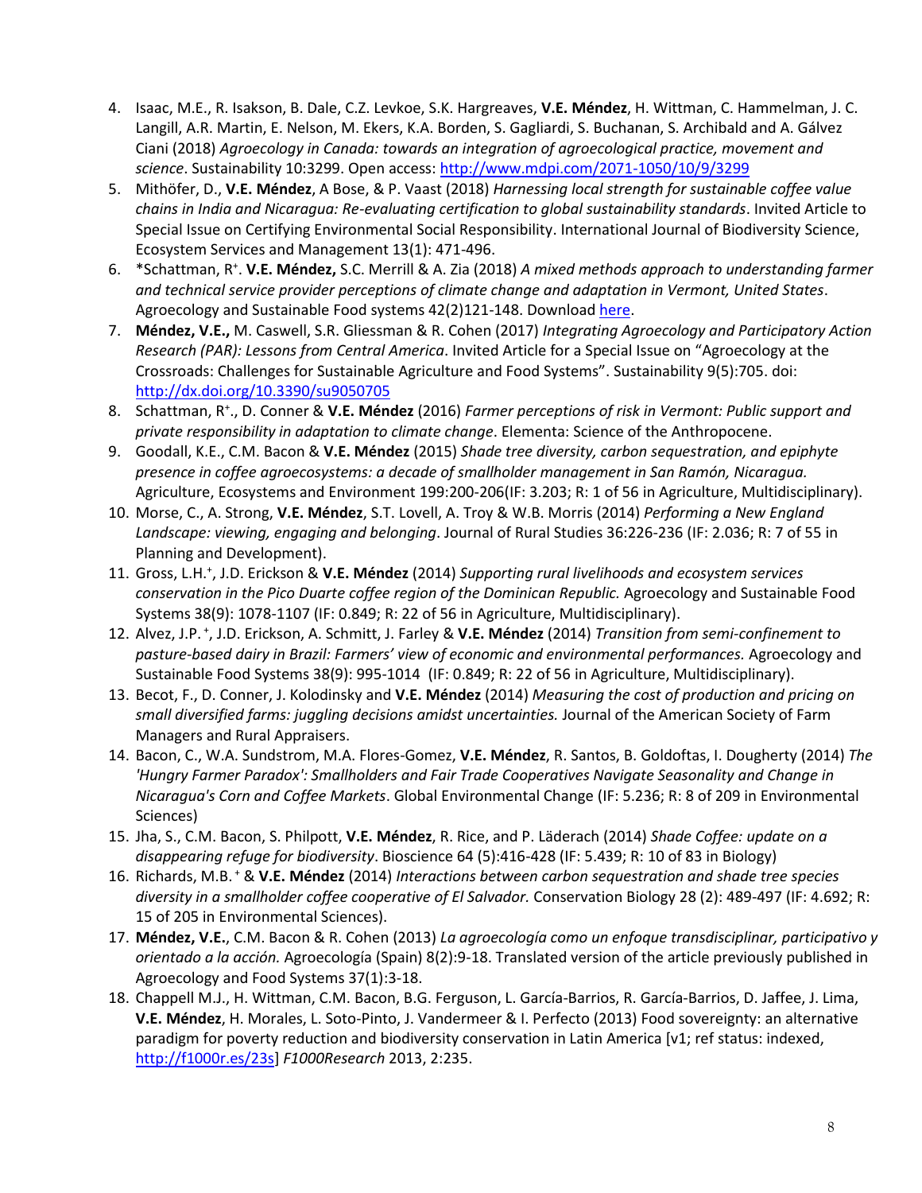4. Isaac, M.E., R. Isakson, B. Dale, C.Z. Levkoe, S.K. Hargreaves, **V.E. Méndez**, H. Wittman, C. Hammelman, J. C. Langill, A.R. Martin, E. Nelson, M. Ekers, K.A. Borden, S. Gagliardi, S. Buchanan, S. Archibald and A. Gálvez Ciani (2018) *Agroecology in Canada: towards an integration of agroecological practice, movement and science*. Sustainability 10:3299. Open access: http://www.mdpi.com/2071-1050/10/9/3299
5. Mithöfer, D., **V.E. Méndez**, A Bose, & P. Vaast (2018) *Harnessing local strength for sustainable coffee value chains in India and Nicaragua: Re-evaluating certification to global sustainability standards*. Invited Article to Special Issue on Certifying Environmental Social Responsibility. International Journal of Biodiversity Science, Ecosystem Services and Management 13(1): 471-496.
6. *Schattman, R[+]. **V.E. Méndez,** S.C. Merrill & A. Zia (2018) *A mixed methods approach to understanding farmer and technical service provider perceptions of climate change and adaptation in Vermont, United States*. Agroecology and Sustainable Food systems 42(2)121-148. Download here.
7. **Méndez, V.E.,** M. Caswell, S.R. Gliessman & R. Cohen (2017) *Integrating Agroecology and Participatory Action Research (PAR): Lessons from Central America*. Invited Article for a Special Issue on "Agroecology at the Crossroads: Challenges for Sustainable Agriculture and Food Systems". Sustainability 9(5):705. doi: http://dx.doi.org/10.3390/su9050705
8. Schattman, R[+]., D. Conner & **V.E. Méndez** (2016) *Farmer perceptions of risk in Vermont: Public support and private responsibility in adaptation to climate change*. Elementa: Science of the Anthropocene.
9. Goodall, K.E., C.M. Bacon & **V.E. Méndez** (2015) *Shade tree diversity, carbon sequestration, and epiphyte presence in coffee agroecosystems: a decade of smallholder management in San Ramón, Nicaragua.* Agriculture, Ecosystems and Environment 199:200-206(IF: 3.203; R: 1 of 56 in Agriculture, Multidisciplinary).
10. Morse, C., A. Strong, **V.E. Méndez**, S.T. Lovell, A. Troy & W.B. Morris (2014) *Performing a New England Landscape: viewing, engaging and belonging*. Journal of Rural Studies 36:226-236 (IF: 2.036; R: 7 of 55 in Planning and Development).
11. Gross, L.H.[+], J.D. Erickson & **V.E. Méndez** (2014) *Supporting rural livelihoods and ecosystem services conservation in the Pico Duarte coffee region of the Dominican Republic.* Agroecology and Sustainable Food Systems 38(9): 1078-1107 (IF: 0.849; R: 22 of 56 in Agriculture, Multidisciplinary).
12. Alvez, J.P.[+], J.D. Erickson, A. Schmitt, J. Farley & **V.E. Méndez** (2014) *Transition from semi-confinement to pasture-based dairy in Brazil: Farmers' view of economic and environmental performances.* Agroecology and Sustainable Food Systems 38(9): 995-1014 (IF: 0.849; R: 22 of 56 in Agriculture, Multidisciplinary).
13. Becot, F., D. Conner, J. Kolodinsky and **V.E. Méndez** (2014) *Measuring the cost of production and pricing on small diversified farms: juggling decisions amidst uncertainties.* Journal of the American Society of Farm Managers and Rural Appraisers.
14. Bacon, C., W.A. Sundstrom, M.A. Flores-Gomez, **V.E. Méndez**, R. Santos, B. Goldoftas, I. Dougherty (2014) *The 'Hungry Farmer Paradox': Smallholders and Fair Trade Cooperatives Navigate Seasonality and Change in Nicaragua's Corn and Coffee Markets*. Global Environmental Change (IF: 5.236; R: 8 of 209 in Environmental Sciences)
15. Jha, S., C.M. Bacon, S. Philpott, **V.E. Méndez**, R. Rice, and P. Läderach (2014) *Shade Coffee: update on a disappearing refuge for biodiversity*. Bioscience 64 (5):416-428 (IF: 5.439; R: 10 of 83 in Biology)
16. Richards, M.B.[+] & **V.E. Méndez** (2014) *Interactions between carbon sequestration and shade tree species diversity in a smallholder coffee cooperative of El Salvador.* Conservation Biology 28 (2): 489-497 (IF: 4.692; R: 15 of 205 in Environmental Sciences).
17. **Méndez, V.E.**, C.M. Bacon & R. Cohen (2013) *La agroecología como un enfoque transdisciplinar, participativo y orientado a la acción.* Agroecología (Spain) 8(2):9-18. Translated version of the article previously published in Agroecology and Food Systems 37(1):3-18.
18. Chappell M.J., H. Wittman, C.M. Bacon, B.G. Ferguson, L. García-Barrios, R. García-Barrios, D. Jaffee, J. Lima, **V.E. Méndez**, H. Morales, L. Soto-Pinto, J. Vandermeer & I. Perfecto (2013) Food sovereignty: an alternative paradigm for poverty reduction and biodiversity conservation in Latin America [v1; ref status: indexed, http://f1000r.es/23s] *F1000Research* 2013, 2:235.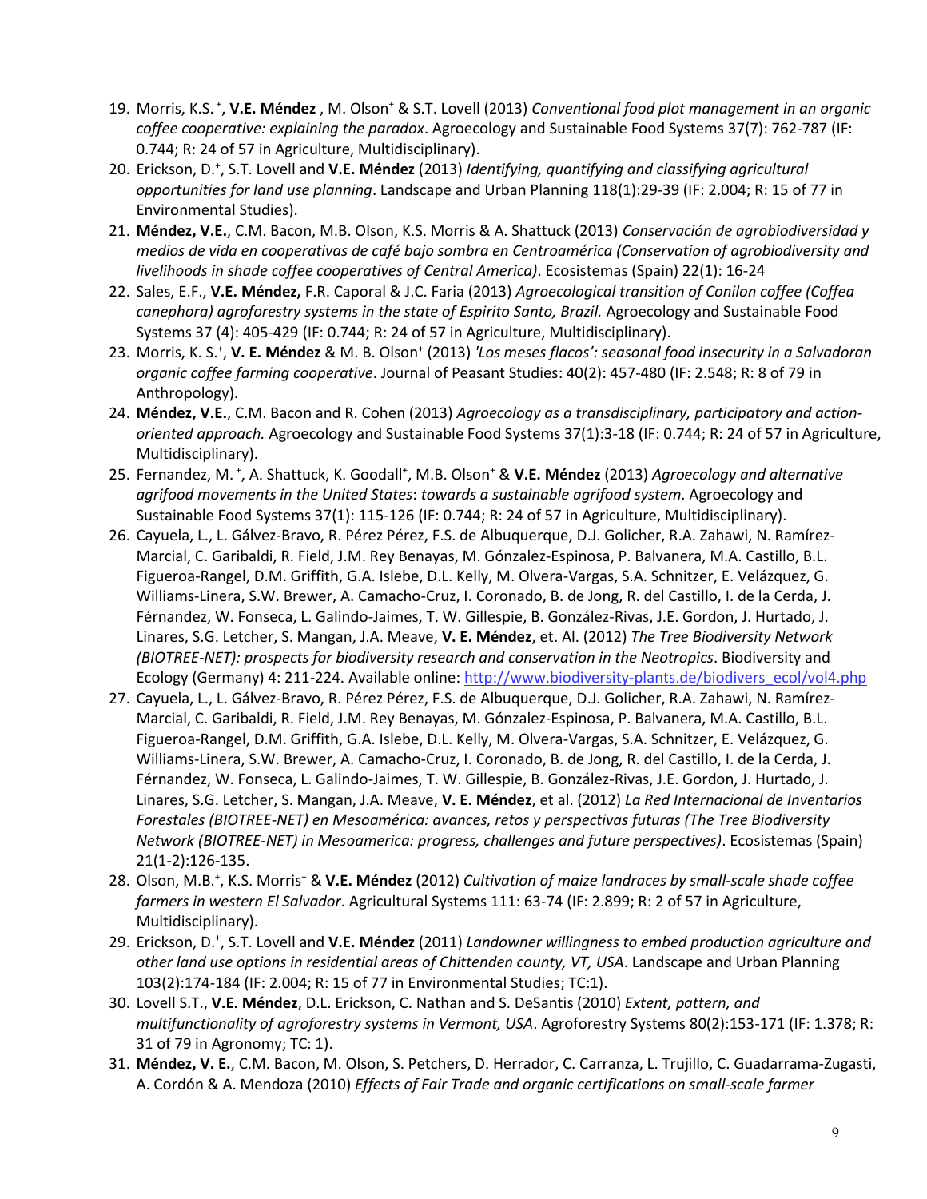19. Morris, K.S.[+], **V.E. Méndez** , M. Olson[+] & S.T. Lovell (2013) *Conventional food plot management in an organic coffee cooperative: explaining the paradox*. Agroecology and Sustainable Food Systems 37(7): 762-787 (IF: 0.744; R: 24 of 57 in Agriculture, Multidisciplinary).
20. Erickson, D.[+], S.T. Lovell and **V.E. Méndez** (2013) *Identifying, quantifying and classifying agricultural opportunities for land use planning*. Landscape and Urban Planning 118(1):29-39 (IF: 2.004; R: 15 of 77 in Environmental Studies).
21. **Méndez, V.E.**, C.M. Bacon, M.B. Olson, K.S. Morris & A. Shattuck (2013) *Conservación de agrobiodiversidad y medios de vida en cooperativas de café bajo sombra en Centroamérica (Conservation of agrobiodiversity and livelihoods in shade coffee cooperatives of Central America)*. Ecosistemas (Spain) 22(1): 16-24
22. Sales, E.F., **V.E. Méndez,** F.R. Caporal & J.C. Faria (2013) *Agroecological transition of Conilon coffee (Coffea canephora) agroforestry systems in the state of Espirito Santo, Brazil.* Agroecology and Sustainable Food Systems 37 (4): 405-429 (IF: 0.744; R: 24 of 57 in Agriculture, Multidisciplinary).
23. Morris, K. S.[+], **V. E. Méndez** & M. B. Olson[+] (2013) *'Los meses flacos': seasonal food insecurity in a Salvadoran organic coffee farming cooperative*. Journal of Peasant Studies: 40(2): 457-480 (IF: 2.548; R: 8 of 79 in Anthropology).
24. **Méndez, V.E.**, C.M. Bacon and R. Cohen (2013) *Agroecology as a transdisciplinary, participatory and action-oriented approach.* Agroecology and Sustainable Food Systems 37(1):3-18 (IF: 0.744; R: 24 of 57 in Agriculture, Multidisciplinary).
25. Fernandez, M.[+], A. Shattuck, K. Goodall[+], M.B. Olson[+] & **V.E. Méndez** (2013) *Agroecology and alternative agrifood movements in the United States*: *towards a sustainable agrifood system.* Agroecology and Sustainable Food Systems 37(1): 115-126 (IF: 0.744; R: 24 of 57 in Agriculture, Multidisciplinary).
26. Cayuela, L., L. Gálvez-Bravo, R. Pérez Pérez, F.S. de Albuquerque, D.J. Golicher, R.A. Zahawi, N. Ramírez-Marcial, C. Garibaldi, R. Field, J.M. Rey Benayas, M. Gónzalez-Espinosa, P. Balvanera, M.A. Castillo, B.L. Figueroa-Rangel, D.M. Griffith, G.A. Islebe, D.L. Kelly, M. Olvera-Vargas, S.A. Schnitzer, E. Velázquez, G. Williams-Linera, S.W. Brewer, A. Camacho-Cruz, I. Coronado, B. de Jong, R. del Castillo, I. de la Cerda, J. Férnandez, W. Fonseca, L. Galindo-Jaimes, T. W. Gillespie, B. González-Rivas, J.E. Gordon, J. Hurtado, J. Linares, S.G. Letcher, S. Mangan, J.A. Meave, **V. E. Méndez**, et. Al. (2012) *The Tree Biodiversity Network (BIOTREE-NET): prospects for biodiversity research and conservation in the Neotropics*. Biodiversity and Ecology (Germany) 4: 211-224. Available online: http://www.biodiversity-plants.de/biodivers_ecol/vol4.php
27. Cayuela, L., L. Gálvez-Bravo, R. Pérez Pérez, F.S. de Albuquerque, D.J. Golicher, R.A. Zahawi, N. Ramírez-Marcial, C. Garibaldi, R. Field, J.M. Rey Benayas, M. Gónzalez-Espinosa, P. Balvanera, M.A. Castillo, B.L. Figueroa-Rangel, D.M. Griffith, G.A. Islebe, D.L. Kelly, M. Olvera-Vargas, S.A. Schnitzer, E. Velázquez, G. Williams-Linera, S.W. Brewer, A. Camacho-Cruz, I. Coronado, B. de Jong, R. del Castillo, I. de la Cerda, J. Férnandez, W. Fonseca, L. Galindo-Jaimes, T. W. Gillespie, B. González-Rivas, J.E. Gordon, J. Hurtado, J. Linares, S.G. Letcher, S. Mangan, J.A. Meave, **V. E. Méndez**, et al. (2012) *La Red Internacional de Inventarios Forestales (BIOTREE-NET) en Mesoamérica: avances, retos y perspectivas futuras (The Tree Biodiversity Network (BIOTREE-NET) in Mesoamerica: progress, challenges and future perspectives)*. Ecosistemas (Spain) 21(1-2):126-135.
28. Olson, M.B.[+], K.S. Morris[+] & **V.E. Méndez** (2012) *Cultivation of maize landraces by small-scale shade coffee farmers in western El Salvador*. Agricultural Systems 111: 63-74 (IF: 2.899; R: 2 of 57 in Agriculture, Multidisciplinary).
29. Erickson, D.[+], S.T. Lovell and **V.E. Méndez** (2011) *Landowner willingness to embed production agriculture and other land use options in residential areas of Chittenden county, VT, USA*. Landscape and Urban Planning 103(2):174-184 (IF: 2.004; R: 15 of 77 in Environmental Studies; TC:1).
30. Lovell S.T., **V.E. Méndez**, D.L. Erickson, C. Nathan and S. DeSantis (2010) *Extent, pattern, and multifunctionality of agroforestry systems in Vermont, USA*. Agroforestry Systems 80(2):153-171 (IF: 1.378; R: 31 of 79 in Agronomy; TC: 1).
31. **Méndez, V. E.**, C.M. Bacon, M. Olson, S. Petchers, D. Herrador, C. Carranza, L. Trujillo, C. Guadarrama-Zugasti, A. Cordón & A. Mendoza (2010) *Effects of Fair Trade and organic certifications on small-scale farmer*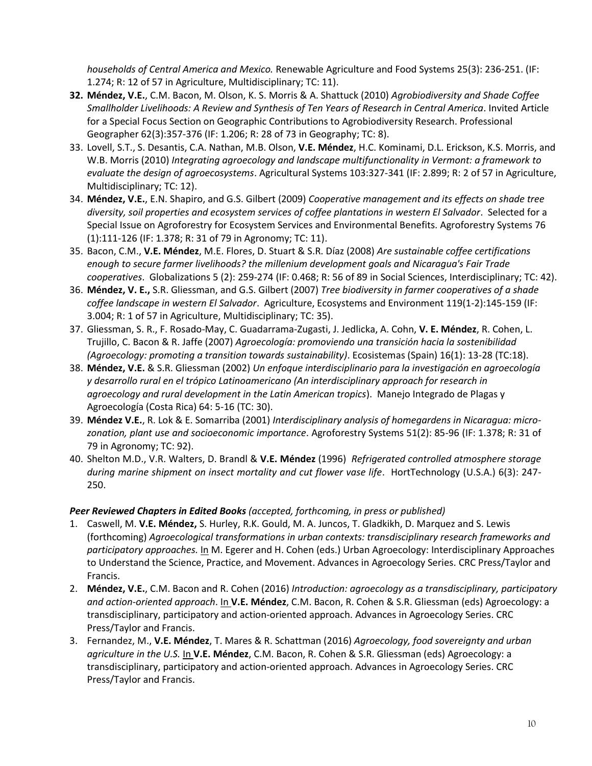*households of Central America and Mexico.* Renewable Agriculture and Food Systems 25(3): 236-251. (IF: 1.274; R: 12 of 57 in Agriculture, Multidisciplinary; TC: 11).

32. **Méndez, V.E.**, C.M. Bacon, M. Olson, K. S. Morris & A. Shattuck (2010) *Agrobiodiversity and Shade Coffee Smallholder Livelihoods: A Review and Synthesis of Ten Years of Research in Central America*. Invited Article for a Special Focus Section on Geographic Contributions to Agrobiodiversity Research. Professional Geographer 62(3):357-376 (IF: 1.206; R: 28 of 73 in Geography; TC: 8).
33. Lovell, S.T., S. Desantis, C.A. Nathan, M.B. Olson, **V.E. Méndez**, H.C. Kominami, D.L. Erickson, K.S. Morris, and W.B. Morris (2010) *Integrating agroecology and landscape multifunctionality in Vermont: a framework to evaluate the design of agroecosystems*. Agricultural Systems 103:327-341 (IF: 2.899; R: 2 of 57 in Agriculture, Multidisciplinary; TC: 12).
34. **Méndez, V.E.**, E.N. Shapiro, and G.S. Gilbert (2009) *Cooperative management and its effects on shade tree diversity, soil properties and ecosystem services of coffee plantations in western El Salvador*. Selected for a Special Issue on Agroforestry for Ecosystem Services and Environmental Benefits. Agroforestry Systems 76 (1):111-126 (IF: 1.378; R: 31 of 79 in Agronomy; TC: 11).
35. Bacon, C.M., **V.E. Méndez**, M.E. Flores, D. Stuart & S.R. Díaz (2008) *Are sustainable coffee certifications enough to secure farmer livelihoods? the millenium development goals and Nicaragua's Fair Trade cooperatives*. Globalizations 5 (2): 259-274 (IF: 0.468; R: 56 of 89 in Social Sciences, Interdisciplinary; TC: 42).
36. **Méndez, V. E.,** S.R. Gliessman, and G.S. Gilbert (2007) *Tree biodiversity in farmer cooperatives of a shade coffee landscape in western El Salvador*. Agriculture, Ecosystems and Environment 119(1-2):145-159 (IF: 3.004; R: 1 of 57 in Agriculture, Multidisciplinary; TC: 35).
37. Gliessman, S. R., F. Rosado-May, C. Guadarrama-Zugasti, J. Jedlicka, A. Cohn, **V. E. Méndez**, R. Cohen, L. Trujillo, C. Bacon & R. Jaffe (2007) *Agroecología: promoviendo una transición hacia la sostenibilidad (Agroecology: promoting a transition towards sustainability)*. Ecosistemas (Spain) 16(1): 13-28 (TC:18).
38. **Méndez, V.E.** & S.R. Gliessman (2002) *Un enfoque interdisciplinario para la investigación en agroecología y desarrollo rural en el trópico Latinoamericano (An interdisciplinary approach for research in agroecology and rural development in the Latin American tropics*). Manejo Integrado de Plagas y Agroecología (Costa Rica) 64: 5-16 (TC: 30).
39. **Méndez V.E.**, R. Lok & E. Somarriba (2001) *Interdisciplinary analysis of homegardens in Nicaragua: micro-zonation, plant use and socioeconomic importance*. Agroforestry Systems 51(2): 85-96 (IF: 1.378; R: 31 of 79 in Agronomy; TC: 92).
40. Shelton M.D., V.R. Walters, D. Brandl & **V.E. Méndez** (1996) *Refrigerated controlled atmosphere storage during marine shipment on insect mortality and cut flower vase life*. HortTechnology (U.S.A.) 6(3): 247-250.

***Peer Reviewed Chapters in Edited Books** (accepted, forthcoming, in press or published)*

1. Caswell, M. **V.E. Méndez,** S. Hurley, R.K. Gould, M. A. Juncos, T. Gladkikh, D. Marquez and S. Lewis (forthcoming) *Agroecological transformations in urban contexts: transdisciplinary research frameworks and participatory approaches.* In M. Egerer and H. Cohen (eds.) Urban Agroecology: Interdisciplinary Approaches to Understand the Science, Practice, and Movement. Advances in Agroecology Series. CRC Press/Taylor and Francis.
2. **Méndez, V.E.**, C.M. Bacon and R. Cohen (2016) *Introduction: agroecology as a transdisciplinary, participatory and action-oriented approach*. In **V.E. Méndez**, C.M. Bacon, R. Cohen & S.R. Gliessman (eds) Agroecology: a transdisciplinary, participatory and action-oriented approach. Advances in Agroecology Series. CRC Press/Taylor and Francis.
3. Fernandez, M., **V.E. Méndez**, T. Mares & R. Schattman (2016) *Agroecology, food sovereignty and urban agriculture in the U.S.* In **V.E. Méndez**, C.M. Bacon, R. Cohen & S.R. Gliessman (eds) Agroecology: a transdisciplinary, participatory and action-oriented approach. Advances in Agroecology Series. CRC Press/Taylor and Francis.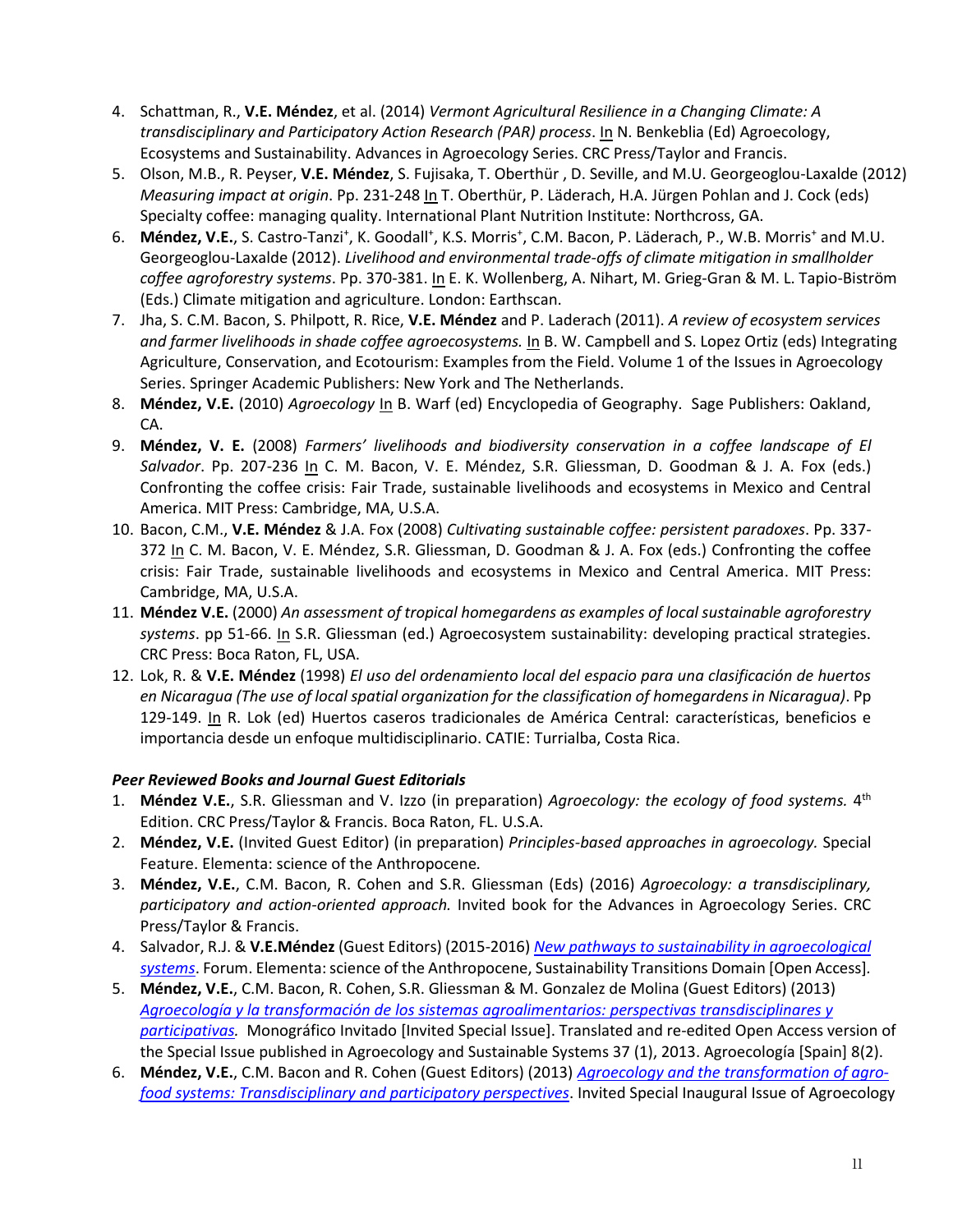4. Schattman, R., **V.E. Méndez**, et al. (2014) *Vermont Agricultural Resilience in a Changing Climate: A transdisciplinary and Participatory Action Research (PAR) process*. In N. Benkeblia (Ed) Agroecology, Ecosystems and Sustainability. Advances in Agroecology Series. CRC Press/Taylor and Francis.
5. Olson, M.B., R. Peyser, **V.E. Méndez**, S. Fujisaka, T. Oberthür , D. Seville, and M.U. Georgeoglou-Laxalde (2012) *Measuring impact at origin*. Pp. 231-248 In T. Oberthür, P. Läderach, H.A. Jürgen Pohlan and J. Cock (eds) Specialty coffee: managing quality. International Plant Nutrition Institute: Northcross, GA.
6. **Méndez, V.E.**, S. Castro-Tanzi[+], K. Goodall[+], K.S. Morris[+], C.M. Bacon, P. Läderach, P., W.B. Morris[+] and M.U. Georgeoglou-Laxalde (2012). *Livelihood and environmental trade-offs of climate mitigation in smallholder coffee agroforestry systems*. Pp. 370-381. In E. K. Wollenberg, A. Nihart, M. Grieg-Gran & M. L. Tapio-Biström (Eds.) Climate mitigation and agriculture. London: Earthscan.
7. Jha, S. C.M. Bacon, S. Philpott, R. Rice, **V.E. Méndez** and P. Laderach (2011). *A review of ecosystem services and farmer livelihoods in shade coffee agroecosystems.* In B. W. Campbell and S. Lopez Ortiz (eds) Integrating Agriculture, Conservation, and Ecotourism: Examples from the Field. Volume 1 of the Issues in Agroecology Series. Springer Academic Publishers: New York and The Netherlands.
8. **Méndez, V.E.** (2010) *Agroecology* In B. Warf (ed) Encyclopedia of Geography. Sage Publishers: Oakland, CA.
9. **Méndez, V. E.** (2008) *Farmers' livelihoods and biodiversity conservation in a coffee landscape of El Salvador*. Pp. 207-236 In C. M. Bacon, V. E. Méndez, S.R. Gliessman, D. Goodman & J. A. Fox (eds.) Confronting the coffee crisis: Fair Trade, sustainable livelihoods and ecosystems in Mexico and Central America. MIT Press: Cambridge, MA, U.S.A.
10. Bacon, C.M., **V.E. Méndez** & J.A. Fox (2008) *Cultivating sustainable coffee: persistent paradoxes*. Pp. 337-372 In C. M. Bacon, V. E. Méndez, S.R. Gliessman, D. Goodman & J. A. Fox (eds.) Confronting the coffee crisis: Fair Trade, sustainable livelihoods and ecosystems in Mexico and Central America. MIT Press: Cambridge, MA, U.S.A.
11. **Méndez V.E.** (2000) *An assessment of tropical homegardens as examples of local sustainable agroforestry systems*. pp 51-66. In S.R. Gliessman (ed.) Agroecosystem sustainability: developing practical strategies. CRC Press: Boca Raton, FL, USA.
12. Lok, R. & **V.E. Méndez** (1998) *El uso del ordenamiento local del espacio para una clasificación de huertos en Nicaragua (The use of local spatial organization for the classification of homegardens in Nicaragua)*. Pp 129-149. In R. Lok (ed) Huertos caseros tradicionales de América Central: características, beneficios e importancia desde un enfoque multidisciplinario. CATIE: Turrialba, Costa Rica.

***Peer Reviewed Books and Journal Guest Editorials***

1. **Méndez V.E.**, S.R. Gliessman and V. Izzo (in preparation) *Agroecology: the ecology of food systems.* 4th Edition. CRC Press/Taylor & Francis. Boca Raton, FL. U.S.A.
2. **Méndez, V.E.** (Invited Guest Editor) (in preparation) *Principles-based approaches in agroecology.* Special Feature. Elementa: science of the Anthropocene*.*
3. **Méndez, V.E.**, C.M. Bacon, R. Cohen and S.R. Gliessman (Eds) (2016) *Agroecology: a transdisciplinary, participatory and action-oriented approach.* Invited book for the Advances in Agroecology Series. CRC Press/Taylor & Francis.
4. Salvador, R.J. & **V.E.Méndez** (Guest Editors) (2015-2016) *New pathways to sustainability in agroecological systems*. Forum. Elementa: science of the Anthropocene, Sustainability Transitions Domain [Open Access].
5. **Méndez, V.E.**, C.M. Bacon, R. Cohen, S.R. Gliessman & M. Gonzalez de Molina (Guest Editors) (2013) *Agroecología y la transformación de los sistemas agroalimentarios: perspectivas transdisciplinares y participativas.* Monográfico Invitado [Invited Special Issue]. Translated and re-edited Open Access version of the Special Issue published in Agroecology and Sustainable Systems 37 (1), 2013. Agroecología [Spain] 8(2).
6. **Méndez, V.E.**, C.M. Bacon and R. Cohen (Guest Editors) (2013) *Agroecology and the transformation of agro-food systems: Transdisciplinary and participatory perspectives*. Invited Special Inaugural Issue of Agroecology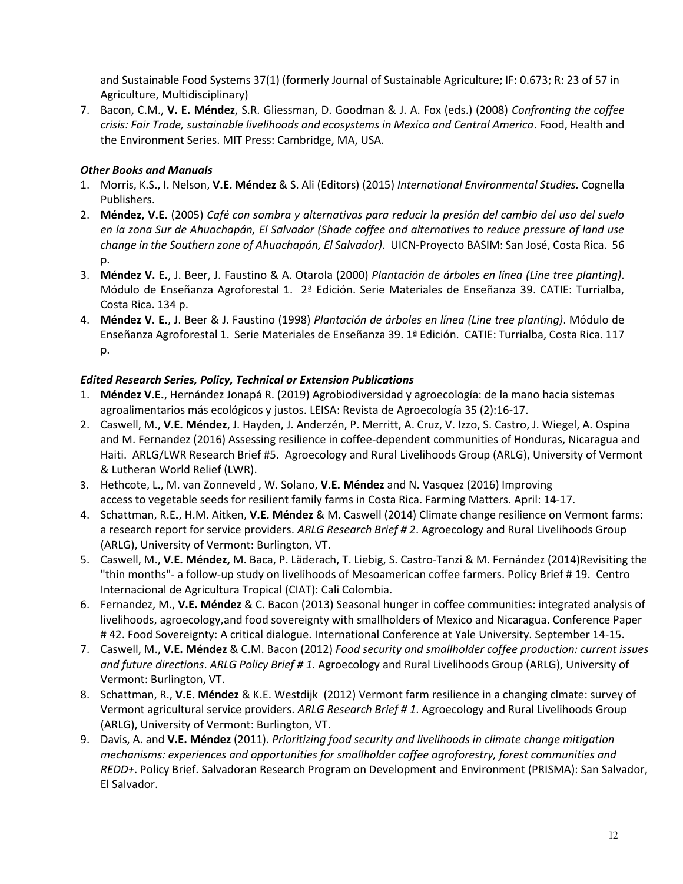and Sustainable Food Systems 37(1) (formerly Journal of Sustainable Agriculture; IF: 0.673; R: 23 of 57 in Agriculture, Multidisciplinary)

7. Bacon, C.M., **V. E. Méndez**, S.R. Gliessman, D. Goodman & J. A. Fox (eds.) (2008) *Confronting the coffee crisis: Fair Trade, sustainable livelihoods and ecosystems in Mexico and Central America*. Food, Health and the Environment Series. MIT Press: Cambridge, MA, USA.

### *Other Books and Manuals*

1. Morris, K.S., I. Nelson, **V.E. Méndez** & S. Ali (Editors) (2015) *International Environmental Studies.* Cognella Publishers.
2. **Méndez, V.E.** (2005) *Café con sombra y alternativas para reducir la presión del cambio del uso del suelo en la zona Sur de Ahuachapán, El Salvador (Shade coffee and alternatives to reduce pressure of land use change in the Southern zone of Ahuachapán, El Salvador)*. UICN-Proyecto BASIM: San José, Costa Rica. 56 p.
3. **Méndez V. E.**, J. Beer, J. Faustino & A. Otarola (2000) *Plantación de árboles en línea (Line tree planting)*. Módulo de Enseñanza Agroforestal 1. 2ª Edición. Serie Materiales de Enseñanza 39. CATIE: Turrialba, Costa Rica. 134 p.
4. **Méndez V. E.**, J. Beer & J. Faustino (1998) *Plantación de árboles en línea (Line tree planting)*. Módulo de Enseñanza Agroforestal 1. Serie Materiales de Enseñanza 39. 1ª Edición. CATIE: Turrialba, Costa Rica. 117 p.

### *Edited Research Series, Policy, Technical or Extension Publications*

1. **Méndez V.E.**, Hernández Jonapá R. (2019) Agrobiodiversidad y agroecología: de la mano hacia sistemas agroalimentarios más ecológicos y justos. LEISA: Revista de Agroecología 35 (2):16-17.
2. Caswell, M., **V.E. Méndez**, J. Hayden, J. Anderzén, P. Merritt, A. Cruz, V. Izzo, S. Castro, J. Wiegel, A. Ospina and M. Fernandez (2016) Assessing resilience in coffee-dependent communities of Honduras, Nicaragua and Haiti. ARLG/LWR Research Brief #5. Agroecology and Rural Livelihoods Group (ARLG), University of Vermont & Lutheran World Relief (LWR).
3. Hethcote, L., M. van Zonneveld , W. Solano, **V.E. Méndez** and N. Vasquez (2016) Improving access to vegetable seeds for resilient family farms in Costa Rica. Farming Matters. April: 14-17.
4. Schattman, R.E**.**, H.M. Aitken, **V.E. Méndez** & M. Caswell (2014) Climate change resilience on Vermont farms: a research report for service providers. *ARLG Research Brief # 2*. Agroecology and Rural Livelihoods Group (ARLG), University of Vermont: Burlington, VT.
5. Caswell, M., **V.E. Méndez,** M. Baca, P. Läderach, T. Liebig, S. Castro-Tanzi & M. Fernández (2014)Revisiting the "thin months"- a follow-up study on livelihoods of Mesoamerican coffee farmers. Policy Brief # 19. Centro Internacional de Agricultura Tropical (CIAT): Cali Colombia.
6. Fernandez, M., **V.E. Méndez** & C. Bacon (2013) Seasonal hunger in coffee communities: integrated analysis of livelihoods, agroecology,and food sovereignty with smallholders of Mexico and Nicaragua. Conference Paper # 42. Food Sovereignty: A critical dialogue. International Conference at Yale University. September 14-15.
7. Caswell, M., **V.E. Méndez** & C.M. Bacon (2012) *Food security and smallholder coffee production: current issues and future directions*. *ARLG Policy Brief # 1*. Agroecology and Rural Livelihoods Group (ARLG), University of Vermont: Burlington, VT.
8. Schattman, R., **V.E. Méndez** & K.E. Westdijk (2012) Vermont farm resilience in a changing clmate: survey of Vermont agricultural service providers. *ARLG Research Brief # 1*. Agroecology and Rural Livelihoods Group (ARLG), University of Vermont: Burlington, VT.
9. Davis, A. and **V.E. Méndez** (2011). *Prioritizing food security and livelihoods in climate change mitigation mechanisms: experiences and opportunities for smallholder coffee agroforestry, forest communities and REDD+*. Policy Brief. Salvadoran Research Program on Development and Environment (PRISMA): San Salvador, El Salvador.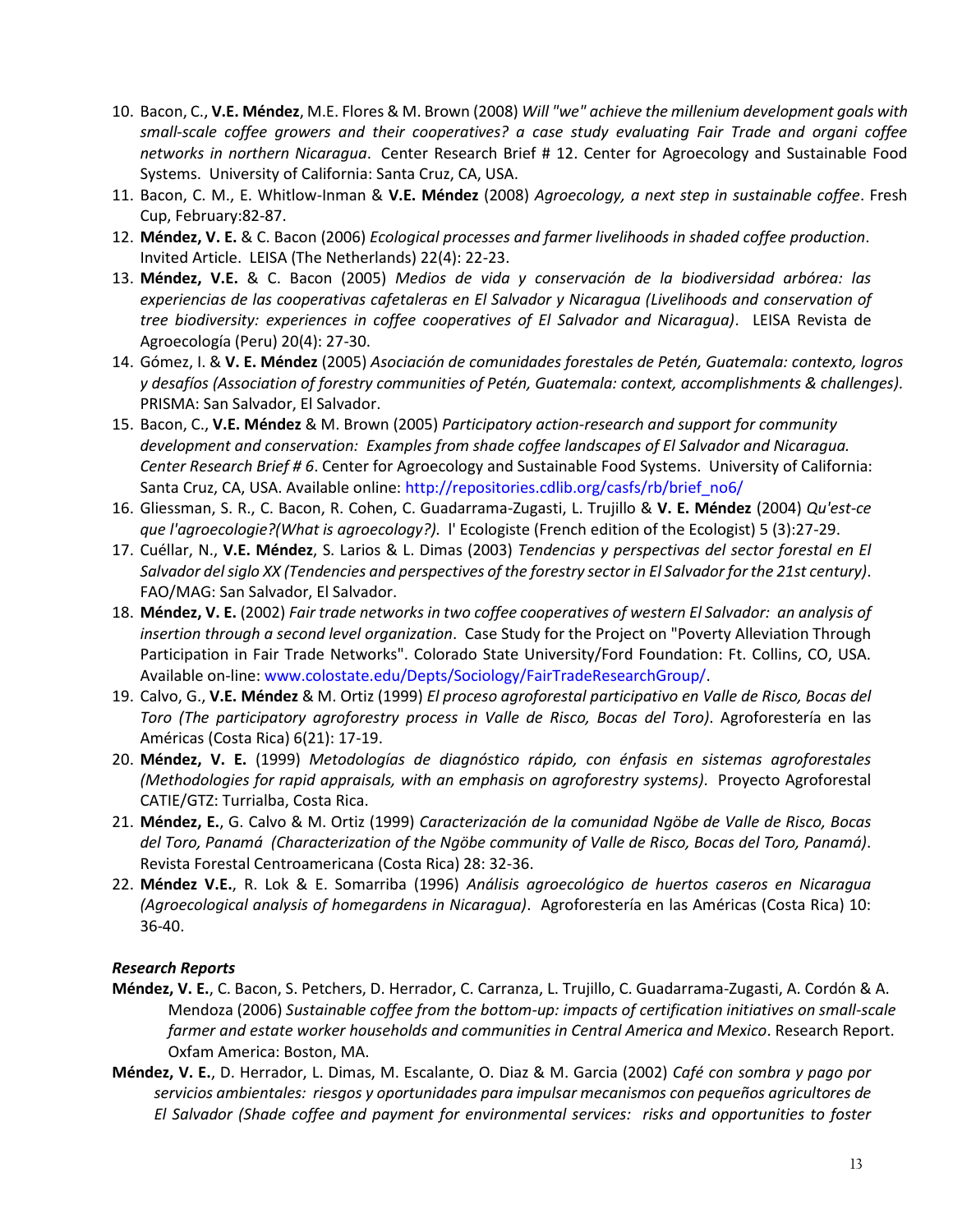10. Bacon, C., **V.E. Méndez**, M.E. Flores & M. Brown (2008) *Will "we" achieve the millenium development goals with small-scale coffee growers and their cooperatives? a case study evaluating Fair Trade and organi coffee networks in northern Nicaragua*. Center Research Brief # 12. Center for Agroecology and Sustainable Food Systems. University of California: Santa Cruz, CA, USA.
11. Bacon, C. M., E. Whitlow-Inman & **V.E. Méndez** (2008) *Agroecology, a next step in sustainable coffee*. Fresh Cup, February:82-87.
12. **Méndez, V. E.** & C. Bacon (2006) *Ecological processes and farmer livelihoods in shaded coffee production*. Invited Article. LEISA (The Netherlands) 22(4): 22-23.
13. **Méndez, V.E.** & C. Bacon (2005) *Medios de vida y conservación de la biodiversidad arbórea: las experiencias de las cooperativas cafetaleras en El Salvador y Nicaragua (Livelihoods and conservation of tree biodiversity: experiences in coffee cooperatives of El Salvador and Nicaragua)*. LEISA Revista de Agroecología (Peru) 20(4): 27-30.
14. Gómez, I. & **V. E. Méndez** (2005) *Asociación de comunidades forestales de Petén, Guatemala: contexto, logros y desafíos (Association of forestry communities of Petén, Guatemala: context, accomplishments & challenges).* PRISMA: San Salvador, El Salvador.
15. Bacon, C., **V.E. Méndez** & M. Brown (2005) *Participatory action-research and support for community development and conservation: Examples from shade coffee landscapes of El Salvador and Nicaragua. Center Research Brief # 6*. Center for Agroecology and Sustainable Food Systems. University of California: Santa Cruz, CA, USA. Available online: http://repositories.cdlib.org/casfs/rb/brief_no6/
16. Gliessman, S. R., C. Bacon, R. Cohen, C. Guadarrama-Zugasti, L. Trujillo & **V. E. Méndez** (2004) *Qu'est-ce que l'agroecologie?(What is agroecology?).* l' Ecologiste (French edition of the Ecologist) 5 (3):27-29.
17. Cuéllar, N., **V.E. Méndez**, S. Larios & L. Dimas (2003) *Tendencias y perspectivas del sector forestal en El Salvador del siglo XX (Tendencies and perspectives of the forestry sector in El Salvador for the 21st century)*. FAO/MAG: San Salvador, El Salvador.
18. **Méndez, V. E.** (2002) *Fair trade networks in two coffee cooperatives of western El Salvador: an analysis of insertion through a second level organization*. Case Study for the Project on "Poverty Alleviation Through Participation in Fair Trade Networks". Colorado State University/Ford Foundation: Ft. Collins, CO, USA. Available on-line: www.colostate.edu/Depts/Sociology/FairTradeResearchGroup/.
19. Calvo, G., **V.E. Méndez** & M. Ortiz (1999) *El proceso agroforestal participativo en Valle de Risco, Bocas del Toro (The participatory agroforestry process in Valle de Risco, Bocas del Toro)*. Agroforestería en las Américas (Costa Rica) 6(21): 17-19.
20. **Méndez, V. E.** (1999) *Metodologías de diagnóstico rápido, con énfasis en sistemas agroforestales (Methodologies for rapid appraisals, with an emphasis on agroforestry systems)*. Proyecto Agroforestal CATIE/GTZ: Turrialba, Costa Rica.
21. **Méndez, E.**, G. Calvo & M. Ortiz (1999) *Caracterización de la comunidad Ngöbe de Valle de Risco, Bocas del Toro, Panamá (Characterization of the Ngöbe community of Valle de Risco, Bocas del Toro, Panamá)*. Revista Forestal Centroamericana (Costa Rica) 28: 32-36.
22. **Méndez V.E.**, R. Lok & E. Somarriba (1996) *Análisis agroecológico de huertos caseros en Nicaragua (Agroecological analysis of homegardens in Nicaragua)*. Agroforestería en las Américas (Costa Rica) 10: 36-40.

***Research Reports***

**Méndez, V. E.**, C. Bacon, S. Petchers, D. Herrador, C. Carranza, L. Trujillo, C. Guadarrama-Zugasti, A. Cordón & A. Mendoza (2006) *Sustainable coffee from the bottom-up: impacts of certification initiatives on small-scale farmer and estate worker households and communities in Central America and Mexico*. Research Report. Oxfam America: Boston, MA.

**Méndez, V. E.**, D. Herrador, L. Dimas, M. Escalante, O. Diaz & M. Garcia (2002) *Café con sombra y pago por servicios ambientales: riesgos y oportunidades para impulsar mecanismos con pequeños agricultores de El Salvador (Shade coffee and payment for environmental services: risks and opportunities to foster*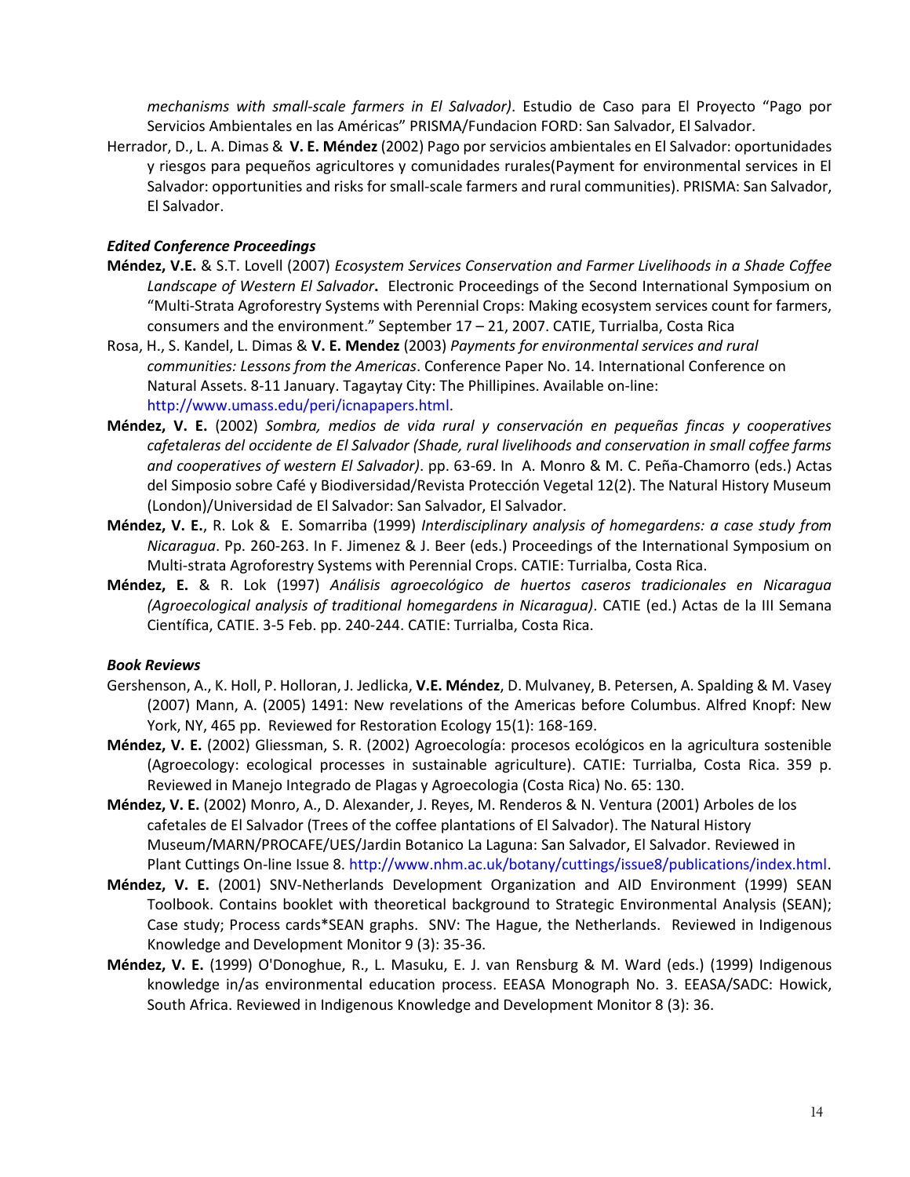*mechanisms with small-scale farmers in El Salvador)*. Estudio de Caso para El Proyecto "Pago por Servicios Ambientales en las Américas" PRISMA/Fundacion FORD: San Salvador, El Salvador.

Herrador, D., L. A. Dimas & **V. E. Méndez** (2002) Pago por servicios ambientales en El Salvador: oportunidades y riesgos para pequeños agricultores y comunidades rurales(Payment for environmental services in El Salvador: opportunities and risks for small-scale farmers and rural communities). PRISMA: San Salvador, El Salvador.

### *Edited Conference Proceedings*

**Méndez, V.E.** & S.T. Lovell (2007) *Ecosystem Services Conservation and Farmer Livelihoods in a Shade Coffee Landscape of Western El Salvador***.** Electronic Proceedings of the Second International Symposium on "Multi-Strata Agroforestry Systems with Perennial Crops: Making ecosystem services count for farmers, consumers and the environment." September 17 – 21, 2007. CATIE, Turrialba, Costa Rica

Rosa, H., S. Kandel, L. Dimas & **V. E. Mendez** (2003) *Payments for environmental services and rural communities: Lessons from the Americas*. Conference Paper No. 14. International Conference on Natural Assets. 8-11 January. Tagaytay City: The Phillipines. Available on-line: http://www.umass.edu/peri/icnapapers.html.

**Méndez, V. E.** (2002) *Sombra, medios de vida rural y conservación en pequeñas fincas y cooperatives cafetaleras del occidente de El Salvador (Shade, rural livelihoods and conservation in small coffee farms and cooperatives of western El Salvador)*. pp. 63-69. In A. Monro & M. C. Peña-Chamorro (eds.) Actas del Simposio sobre Café y Biodiversidad/Revista Protección Vegetal 12(2). The Natural History Museum (London)/Universidad de El Salvador: San Salvador, El Salvador.

**Méndez, V. E.**, R. Lok & E. Somarriba (1999) *Interdisciplinary analysis of homegardens: a case study from Nicaragua*. Pp. 260-263. In F. Jimenez & J. Beer (eds.) Proceedings of the International Symposium on Multi-strata Agroforestry Systems with Perennial Crops. CATIE: Turrialba, Costa Rica.

**Méndez, E.** & R. Lok (1997) *Análisis agroecológico de huertos caseros tradicionales en Nicaragua (Agroecological analysis of traditional homegardens in Nicaragua)*. CATIE (ed.) Actas de la III Semana Científica, CATIE. 3-5 Feb. pp. 240-244. CATIE: Turrialba, Costa Rica.

### *Book Reviews*

Gershenson, A., K. Holl, P. Holloran, J. Jedlicka, **V.E. Méndez**, D. Mulvaney, B. Petersen, A. Spalding & M. Vasey (2007) Mann, A. (2005) 1491: New revelations of the Americas before Columbus. Alfred Knopf: New York, NY, 465 pp. Reviewed for Restoration Ecology 15(1): 168-169.

**Méndez, V. E.** (2002) Gliessman, S. R. (2002) Agroecología: procesos ecológicos en la agricultura sostenible (Agroecology: ecological processes in sustainable agriculture). CATIE: Turrialba, Costa Rica. 359 p. Reviewed in Manejo Integrado de Plagas y Agroecologia (Costa Rica) No. 65: 130.

**Méndez, V. E.** (2002) Monro, A., D. Alexander, J. Reyes, M. Renderos & N. Ventura (2001) Arboles de los cafetales de El Salvador (Trees of the coffee plantations of El Salvador). The Natural History Museum/MARN/PROCAFE/UES/Jardin Botanico La Laguna: San Salvador, El Salvador. Reviewed in Plant Cuttings On-line Issue 8. http://www.nhm.ac.uk/botany/cuttings/issue8/publications/index.html.

**Méndez, V. E.** (2001) SNV-Netherlands Development Organization and AID Environment (1999) SEAN Toolbook. Contains booklet with theoretical background to Strategic Environmental Analysis (SEAN); Case study; Process cards*SEAN graphs. SNV: The Hague, the Netherlands. Reviewed in Indigenous Knowledge and Development Monitor 9 (3): 35-36.

**Méndez, V. E.** (1999) O'Donoghue, R., L. Masuku, E. J. van Rensburg & M. Ward (eds.) (1999) Indigenous knowledge in/as environmental education process. EEASA Monograph No. 3. EEASA/SADC: Howick, South Africa. Reviewed in Indigenous Knowledge and Development Monitor 8 (3): 36.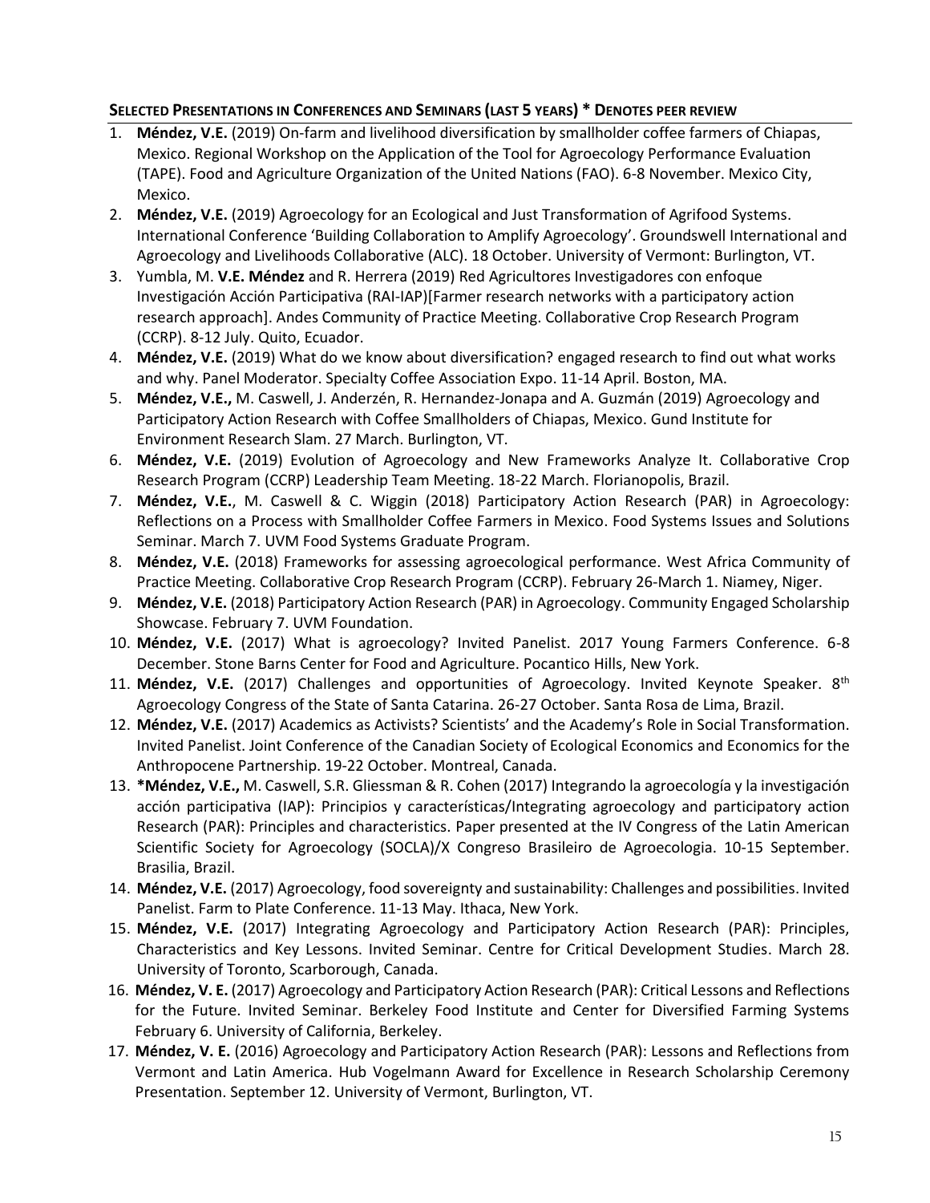## Selected Presentations in Conferences and Seminars (last 5 years) * Denotes peer review

1. **Méndez, V.E.** (2019) On-farm and livelihood diversification by smallholder coffee farmers of Chiapas, Mexico. Regional Workshop on the Application of the Tool for Agroecology Performance Evaluation (TAPE). Food and Agriculture Organization of the United Nations (FAO). 6-8 November. Mexico City, Mexico.
2. **Méndez, V.E.** (2019) Agroecology for an Ecological and Just Transformation of Agrifood Systems. International Conference 'Building Collaboration to Amplify Agroecology'. Groundswell International and Agroecology and Livelihoods Collaborative (ALC). 18 October. University of Vermont: Burlington, VT.
3. Yumbla, M. **V.E. Méndez** and R. Herrera (2019) Red Agricultores Investigadores con enfoque Investigación Acción Participativa (RAI-IAP)[Farmer research networks with a participatory action research approach]. Andes Community of Practice Meeting. Collaborative Crop Research Program (CCRP). 8-12 July. Quito, Ecuador.
4. **Méndez, V.E.** (2019) What do we know about diversification? engaged research to find out what works and why. Panel Moderator. Specialty Coffee Association Expo. 11-14 April. Boston, MA.
5. **Méndez, V.E.,** M. Caswell, J. Anderzén, R. Hernandez-Jonapa and A. Guzmán (2019) Agroecology and Participatory Action Research with Coffee Smallholders of Chiapas, Mexico. Gund Institute for Environment Research Slam. 27 March. Burlington, VT.
6. **Méndez, V.E.** (2019) Evolution of Agroecology and New Frameworks Analyze It. Collaborative Crop Research Program (CCRP) Leadership Team Meeting. 18-22 March. Florianopolis, Brazil.
7. **Méndez, V.E.**, M. Caswell & C. Wiggin (2018) Participatory Action Research (PAR) in Agroecology: Reflections on a Process with Smallholder Coffee Farmers in Mexico. Food Systems Issues and Solutions Seminar. March 7. UVM Food Systems Graduate Program.
8. **Méndez, V.E.** (2018) Frameworks for assessing agroecological performance. West Africa Community of Practice Meeting. Collaborative Crop Research Program (CCRP). February 26-March 1. Niamey, Niger.
9. **Méndez, V.E.** (2018) Participatory Action Research (PAR) in Agroecology. Community Engaged Scholarship Showcase. February 7. UVM Foundation.
10. **Méndez, V.E.** (2017) What is agroecology? Invited Panelist. 2017 Young Farmers Conference. 6-8 December. Stone Barns Center for Food and Agriculture. Pocantico Hills, New York.
11. **Méndez, V.E.** (2017) Challenges and opportunities of Agroecology. Invited Keynote Speaker. 8th Agroecology Congress of the State of Santa Catarina. 26-27 October. Santa Rosa de Lima, Brazil.
12. **Méndez, V.E.** (2017) Academics as Activists? Scientists' and the Academy's Role in Social Transformation. Invited Panelist. Joint Conference of the Canadian Society of Ecological Economics and Economics for the Anthropocene Partnership. 19-22 October. Montreal, Canada.
13. ***Méndez, V.E.,** M. Caswell, S.R. Gliessman & R. Cohen (2017) Integrando la agroecología y la investigación acción participativa (IAP): Principios y características/Integrating agroecology and participatory action Research (PAR): Principles and characteristics. Paper presented at the IV Congress of the Latin American Scientific Society for Agroecology (SOCLA)/X Congreso Brasileiro de Agroecologia. 10-15 September. Brasilia, Brazil.
14. **Méndez, V.E.** (2017) Agroecology, food sovereignty and sustainability: Challenges and possibilities. Invited Panelist. Farm to Plate Conference. 11-13 May. Ithaca, New York.
15. **Méndez, V.E.** (2017) Integrating Agroecology and Participatory Action Research (PAR): Principles, Characteristics and Key Lessons. Invited Seminar. Centre for Critical Development Studies. March 28. University of Toronto, Scarborough, Canada.
16. **Méndez, V. E.** (2017) Agroecology and Participatory Action Research (PAR): Critical Lessons and Reflections for the Future. Invited Seminar. Berkeley Food Institute and Center for Diversified Farming Systems February 6. University of California, Berkeley.
17. **Méndez, V. E.** (2016) Agroecology and Participatory Action Research (PAR): Lessons and Reflections from Vermont and Latin America. Hub Vogelmann Award for Excellence in Research Scholarship Ceremony Presentation. September 12. University of Vermont, Burlington, VT.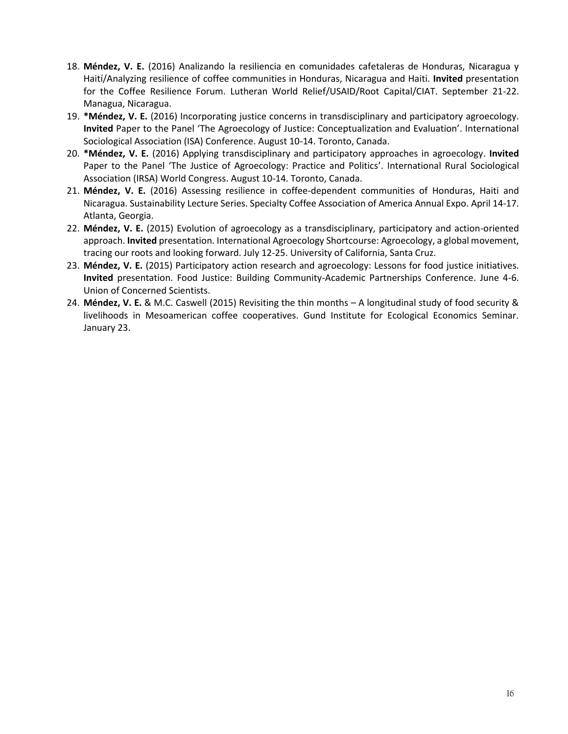18. **Méndez, V. E.** (2016) Analizando la resiliencia en comunidades cafetaleras de Honduras, Nicaragua y Haití/Analyzing resilience of coffee communities in Honduras, Nicaragua and Haiti. **Invited** presentation for the Coffee Resilience Forum. Lutheran World Relief/USAID/Root Capital/CIAT. September 21-22. Managua, Nicaragua.
19. ***Méndez, V. E.** (2016) Incorporating justice concerns in transdisciplinary and participatory agroecology. **Invited** Paper to the Panel 'The Agroecology of Justice: Conceptualization and Evaluation'. International Sociological Association (ISA) Conference. August 10-14. Toronto, Canada.
20. ***Méndez, V. E.** (2016) Applying transdisciplinary and participatory approaches in agroecology. **Invited** Paper to the Panel 'The Justice of Agroecology: Practice and Politics'. International Rural Sociological Association (IRSA) World Congress. August 10-14. Toronto, Canada.
21. **Méndez, V. E.** (2016) Assessing resilience in coffee-dependent communities of Honduras, Haiti and Nicaragua. Sustainability Lecture Series. Specialty Coffee Association of America Annual Expo. April 14-17. Atlanta, Georgia.
22. **Méndez, V. E.** (2015) Evolution of agroecology as a transdisciplinary, participatory and action-oriented approach. **Invited** presentation. International Agroecology Shortcourse: Agroecology, a global movement, tracing our roots and looking forward. July 12-25. University of California, Santa Cruz.
23. **Méndez, V. E.** (2015) Participatory action research and agroecology: Lessons for food justice initiatives. **Invited** presentation. Food Justice: Building Community-Academic Partnerships Conference. June 4-6. Union of Concerned Scientists.
24. **Méndez, V. E.** & M.C. Caswell (2015) Revisiting the thin months – A longitudinal study of food security & livelihoods in Mesoamerican coffee cooperatives. Gund Institute for Ecological Economics Seminar. January 23.